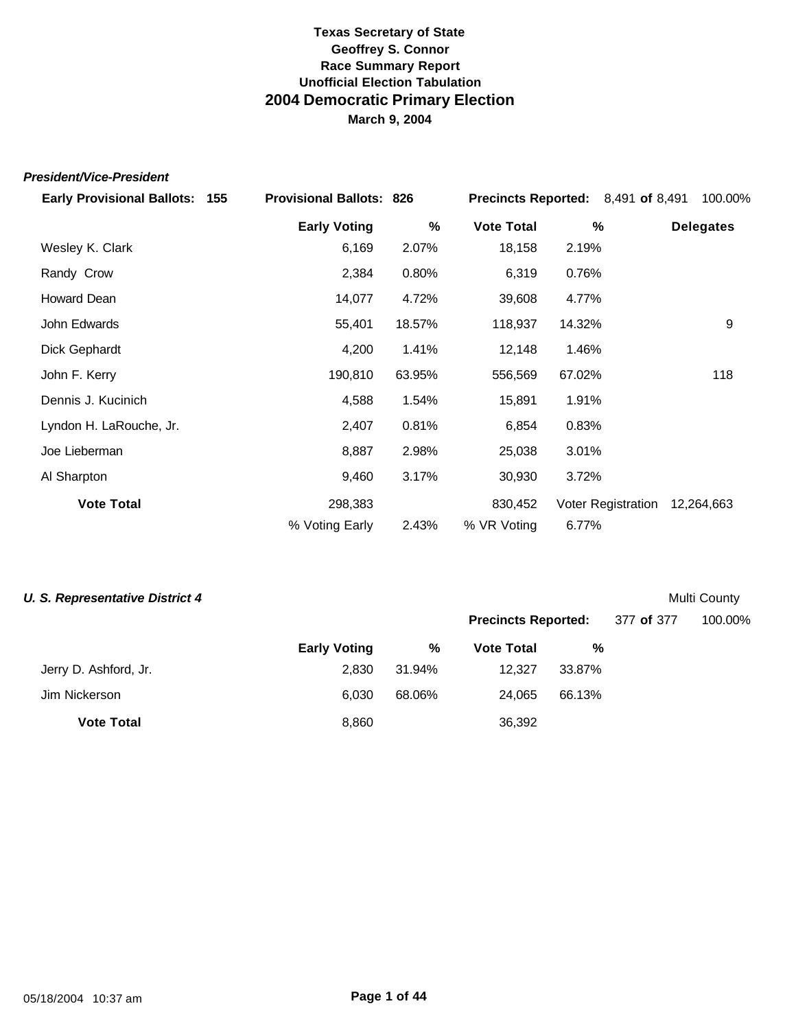**Texas Secretary of State**
**Geoffrey S. Connor**
**Race Summary Report**
**Unofficial Election Tabulation**

# 2004 Democratic Primary Election

**March 9, 2004**

### *President/Vice-President*

**Early Provisional Ballots: 155** | **Provisional Ballots: 826** | **Precincts Reported:** 8,491 **of** 8,491 100.00%

| | Early Voting | % | Vote Total | % | Delegates |
|---|---|---|---|---|---|
| Wesley K. Clark | 6,169 | 2.07% | 18,158 | 2.19% | |
| Randy Crow | 2,384 | 0.80% | 6,319 | 0.76% | |
| Howard Dean | 14,077 | 4.72% | 39,608 | 4.77% | |
| John Edwards | 55,401 | 18.57% | 118,937 | 14.32% | 9 |
| Dick Gephardt | 4,200 | 1.41% | 12,148 | 1.46% | |
| John F. Kerry | 190,810 | 63.95% | 556,569 | 67.02% | 118 |
| Dennis J. Kucinich | 4,588 | 1.54% | 15,891 | 1.91% | |
| Lyndon H. LaRouche, Jr. | 2,407 | 0.81% | 6,854 | 0.83% | |
| Joe Lieberman | 8,887 | 2.98% | 25,038 | 3.01% | |
| Al Sharpton | 9,460 | 3.17% | 30,930 | 3.72% | |
| **Vote Total** | 298,383 | | 830,452 | Voter Registration | 12,264,663 |
| | % Voting Early | 2.43% | % VR Voting | 6.77% | |

### *U. S. Representative District 4*

Multi County

**Precincts Reported:** 377 **of** 377 100.00%

| | Early Voting | % | Vote Total | % |
|---|---|---|---|---|
| Jerry D. Ashford, Jr. | 2,830 | 31.94% | 12,327 | 33.87% |
| Jim Nickerson | 6,030 | 68.06% | 24,065 | 66.13% |
| **Vote Total** | 8,860 | | 36,392 | |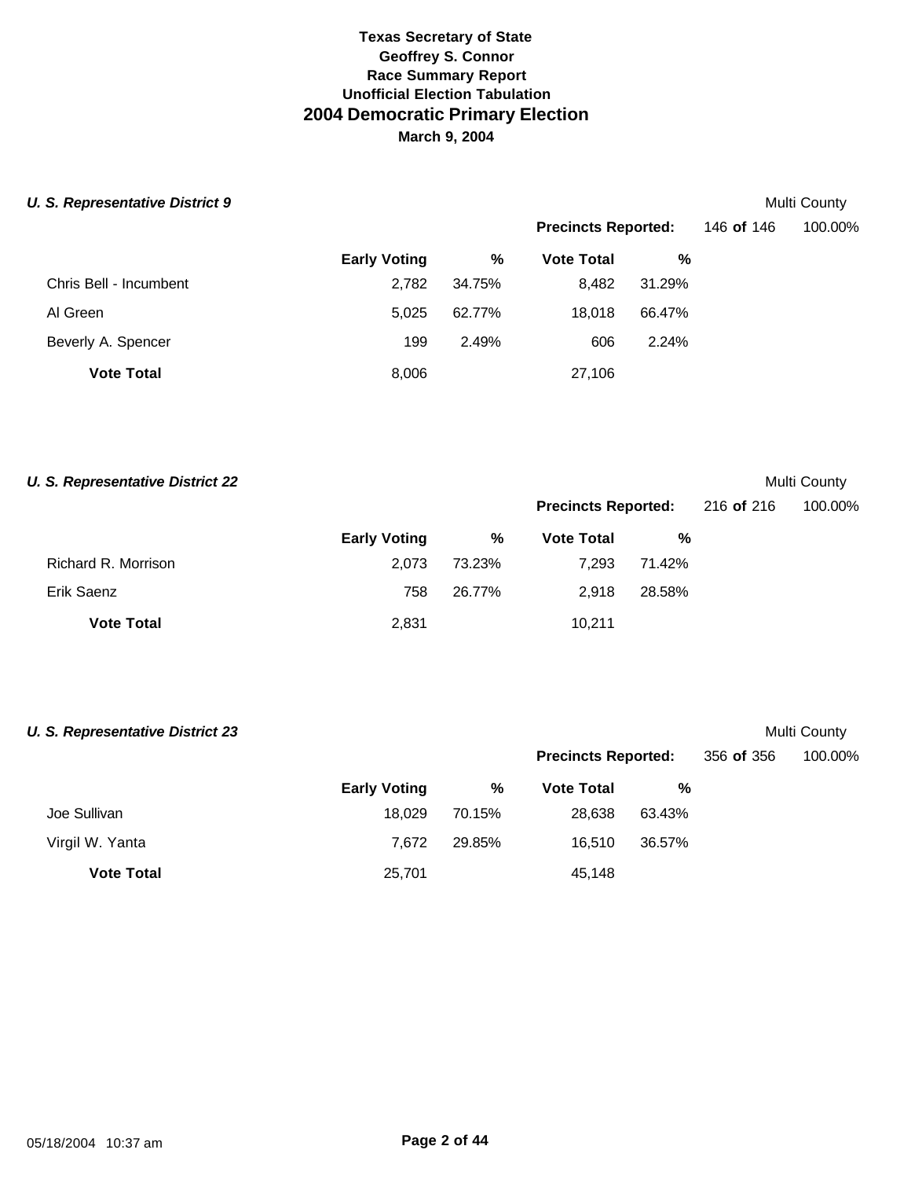# Texas Secretary of State
## Geoffrey S. Connor
### Race Summary Report
### Unofficial Election Tabulation
## 2004 Democratic Primary Election
### March 9, 2004

***U. S. Representative District 9*** — Multi County

**Precincts Reported:** 146 **of** 146 — 100.00%

| | Early Voting | % | Vote Total | % |
|---|---|---|---|---|
| Chris Bell - Incumbent | 2,782 | 34.75% | 8,482 | 31.29% |
| Al Green | 5,025 | 62.77% | 18,018 | 66.47% |
| Beverly A. Spencer | 199 | 2.49% | 606 | 2.24% |
| **Vote Total** | 8,006 | | 27,106 | |

***U. S. Representative District 22*** — Multi County

**Precincts Reported:** 216 **of** 216 — 100.00%

| | Early Voting | % | Vote Total | % |
|---|---|---|---|---|
| Richard R. Morrison | 2,073 | 73.23% | 7,293 | 71.42% |
| Erik Saenz | 758 | 26.77% | 2,918 | 28.58% |
| **Vote Total** | 2,831 | | 10,211 | |

***U. S. Representative District 23*** — Multi County

**Precincts Reported:** 356 **of** 356 — 100.00%

| | Early Voting | % | Vote Total | % |
|---|---|---|---|---|
| Joe Sullivan | 18,029 | 70.15% | 28,638 | 63.43% |
| Virgil W. Yanta | 7,672 | 29.85% | 16,510 | 36.57% |
| **Vote Total** | 25,701 | | 45,148 | |

05/18/2004 10:37 am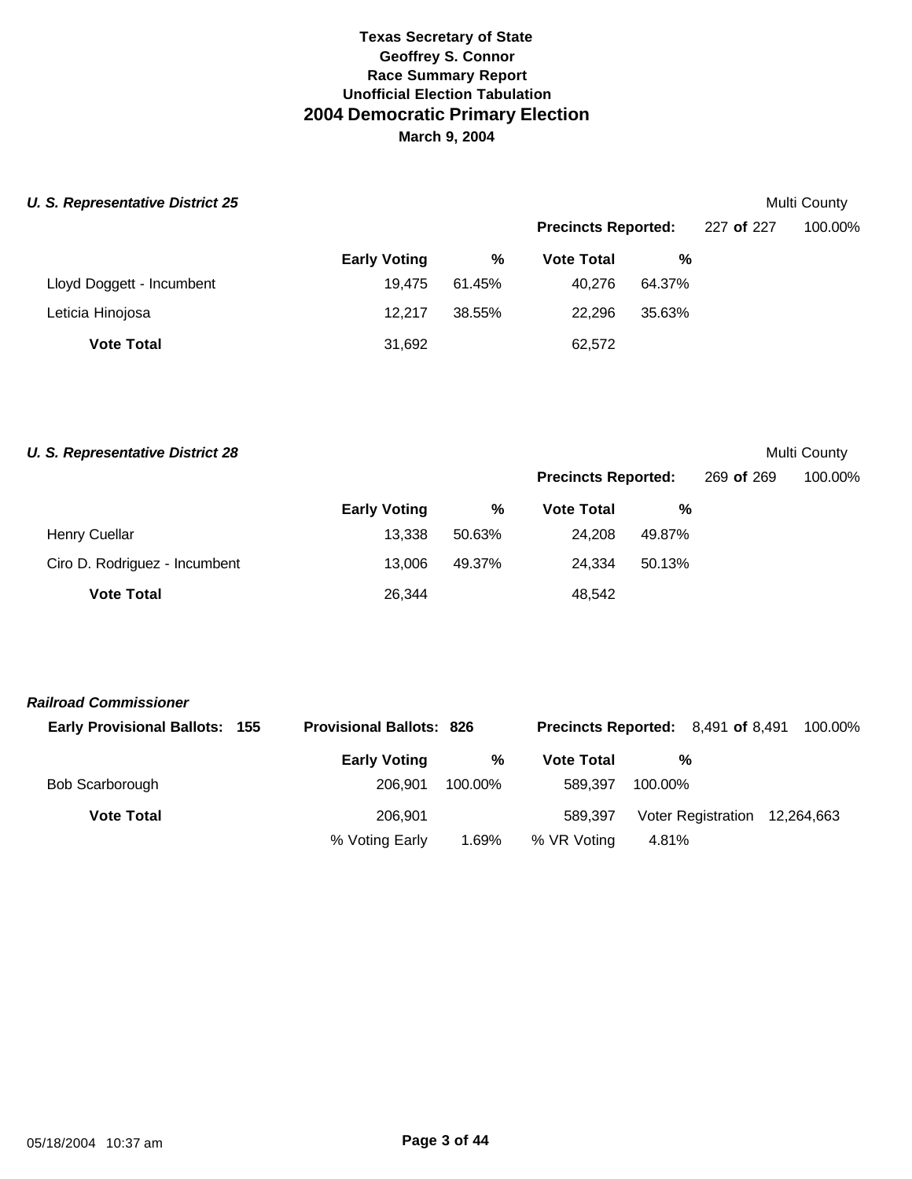# Texas Secretary of State
## Geoffrey S. Connor
### Race Summary Report
### Unofficial Election Tabulation
## 2004 Democratic Primary Election
**March 9, 2004**

***U. S. Representative District 25*** — Multi County

**Precincts Reported:** 227 **of** 227 — 100.00%

| | Early Voting | % | Vote Total | % |
|---|---|---|---|---|
| Lloyd Doggett - Incumbent | 19,475 | 61.45% | 40,276 | 64.37% |
| Leticia Hinojosa | 12,217 | 38.55% | 22,296 | 35.63% |
| **Vote Total** | 31,692 | | 62,572 | |

***U. S. Representative District 28*** — Multi County

**Precincts Reported:** 269 **of** 269 — 100.00%

| | Early Voting | % | Vote Total | % |
|---|---|---|---|---|
| Henry Cuellar | 13,338 | 50.63% | 24,208 | 49.87% |
| Ciro D. Rodriguez - Incumbent | 13,006 | 49.37% | 24,334 | 50.13% |
| **Vote Total** | 26,344 | | 48,542 | |

***Railroad Commissioner***

**Early Provisional Ballots: 155** — **Provisional Ballots: 826** — **Precincts Reported:** 8,491 **of** 8,491 — 100.00%

| | Early Voting | % | Vote Total | % | |
|---|---|---|---|---|---|
| Bob Scarborough | 206,901 | 100.00% | 589,397 | 100.00% | |
| **Vote Total** | 206,901 | | 589,397 | Voter Registration | 12,264,663 |
| | % Voting Early | 1.69% | % VR Voting | 4.81% | |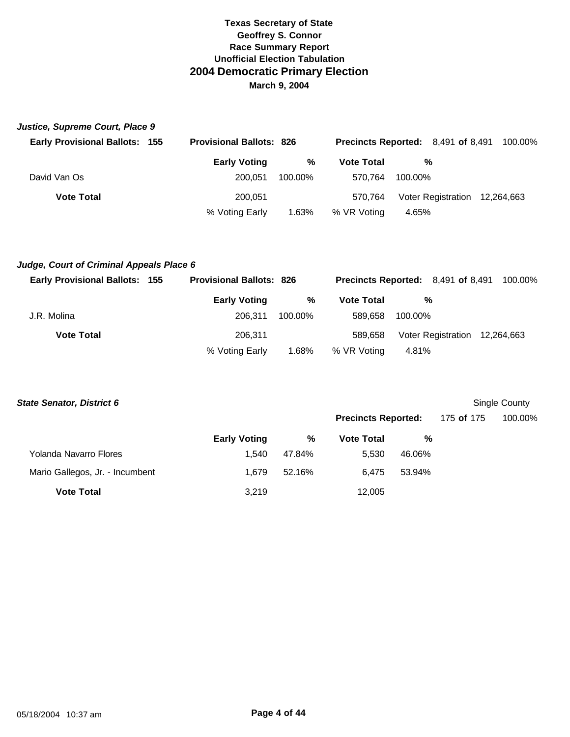**Texas Secretary of State**
**Geoffrey S. Connor**
**Race Summary Report**
**Unofficial Election Tabulation**

# 2004 Democratic Primary Election

**March 9, 2004**

### *Justice, Supreme Court, Place 9*

**Early Provisional Ballots: 155** | **Provisional Ballots: 826** | **Precincts Reported:** 8,491 **of** 8,491 100.00%

| | Early Voting | % | Vote Total | % | | |
|---|---|---|---|---|---|---|
| David Van Os | 200,051 | 100.00% | 570,764 | 100.00% | | |
| **Vote Total** | 200,051 | | 570,764 | | Voter Registration | 12,264,663 |
| | % Voting Early | 1.63% | % VR Voting | 4.65% | | |

### *Judge, Court of Criminal Appeals Place 6*

**Early Provisional Ballots: 155** | **Provisional Ballots: 826** | **Precincts Reported:** 8,491 **of** 8,491 100.00%

| | Early Voting | % | Vote Total | % | | |
|---|---|---|---|---|---|---|
| J.R. Molina | 206,311 | 100.00% | 589,658 | 100.00% | | |
| **Vote Total** | 206,311 | | 589,658 | | Voter Registration | 12,264,663 |
| | % Voting Early | 1.68% | % VR Voting | 4.81% | | |

### *State Senator, District 6*

Single County

**Precincts Reported:** 175 **of** 175 100.00%

| | Early Voting | % | Vote Total | % |
|---|---|---|---|---|
| Yolanda Navarro Flores | 1,540 | 47.84% | 5,530 | 46.06% |
| Mario Gallegos, Jr. - Incumbent | 1,679 | 52.16% | 6,475 | 53.94% |
| **Vote Total** | 3,219 | | 12,005 | |

05/18/2004 10:37 am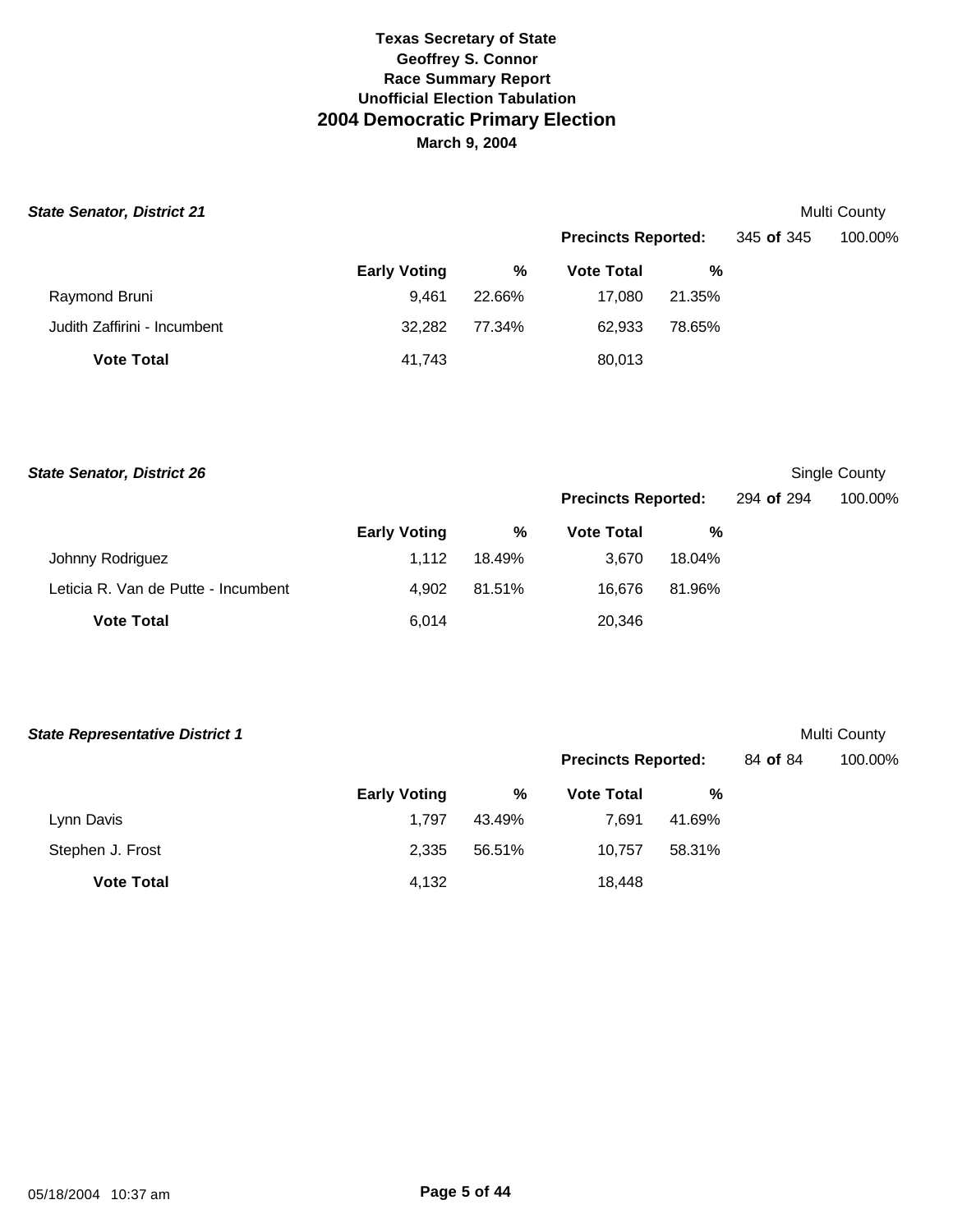# Texas Secretary of State
## Geoffrey S. Connor
### Race Summary Report
### Unofficial Election Tabulation
## 2004 Democratic Primary Election
### March 9, 2004

***State Senator, District 21*** — Multi County

**Precincts Reported:** 345 **of** 345 — 100.00%

| | Early Voting | % | Vote Total | % |
|---|---|---|---|---|
| Raymond Bruni | 9,461 | 22.66% | 17,080 | 21.35% |
| Judith Zaffirini - Incumbent | 32,282 | 77.34% | 62,933 | 78.65% |
| **Vote Total** | 41,743 | | 80,013 | |

***State Senator, District 26*** — Single County

**Precincts Reported:** 294 **of** 294 — 100.00%

| | Early Voting | % | Vote Total | % |
|---|---|---|---|---|
| Johnny Rodriguez | 1,112 | 18.49% | 3,670 | 18.04% |
| Leticia R. Van de Putte - Incumbent | 4,902 | 81.51% | 16,676 | 81.96% |
| **Vote Total** | 6,014 | | 20,346 | |

***State Representative District 1*** — Multi County

**Precincts Reported:** 84 **of** 84 — 100.00%

| | Early Voting | % | Vote Total | % |
|---|---|---|---|---|
| Lynn Davis | 1,797 | 43.49% | 7,691 | 41.69% |
| Stephen J. Frost | 2,335 | 56.51% | 10,757 | 58.31% |
| **Vote Total** | 4,132 | | 18,448 | |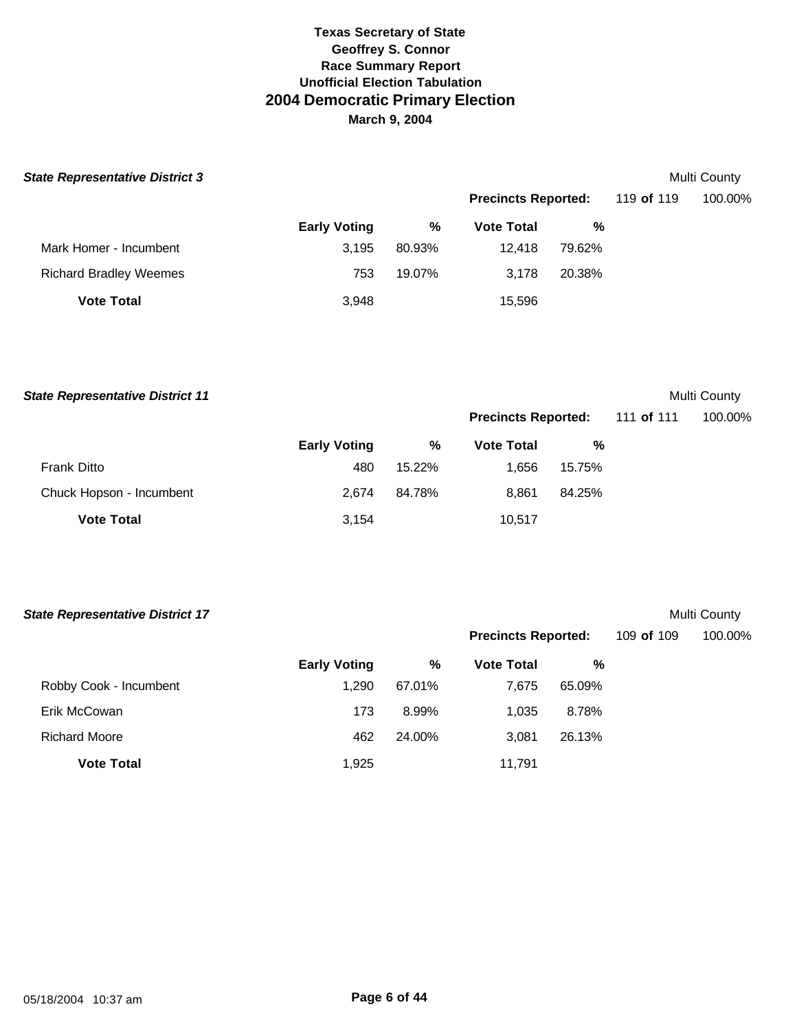**Texas Secretary of State**
**Geoffrey S. Connor**
**Race Summary Report**
**Unofficial Election Tabulation**

# 2004 Democratic Primary Election

**March 9, 2004**

### *State Representative District 3*

Multi County

**Precincts Reported:** 119 **of** 119 100.00%

| | Early Voting | % | Vote Total | % |
|---|---|---|---|---|
| Mark Homer - Incumbent | 3,195 | 80.93% | 12,418 | 79.62% |
| Richard Bradley Weemes | 753 | 19.07% | 3,178 | 20.38% |
| **Vote Total** | 3,948 | | 15,596 | |

### *State Representative District 11*

Multi County

**Precincts Reported:** 111 **of** 111 100.00%

| | Early Voting | % | Vote Total | % |
|---|---|---|---|---|
| Frank Ditto | 480 | 15.22% | 1,656 | 15.75% |
| Chuck Hopson - Incumbent | 2,674 | 84.78% | 8,861 | 84.25% |
| **Vote Total** | 3,154 | | 10,517 | |

### *State Representative District 17*

Multi County

**Precincts Reported:** 109 **of** 109 100.00%

| | Early Voting | % | Vote Total | % |
|---|---|---|---|---|
| Robby Cook - Incumbent | 1,290 | 67.01% | 7,675 | 65.09% |
| Erik McCowan | 173 | 8.99% | 1,035 | 8.78% |
| Richard Moore | 462 | 24.00% | 3,081 | 26.13% |
| **Vote Total** | 1,925 | | 11,791 | |

05/18/2004 10:37 am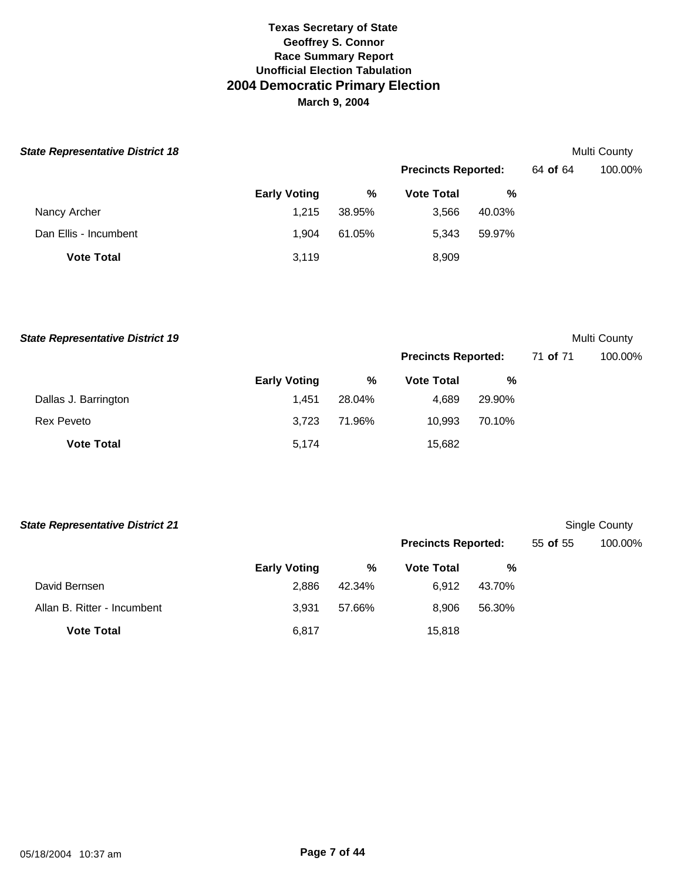# Texas Secretary of State
## Geoffrey S. Connor
## Race Summary Report
## Unofficial Election Tabulation
## 2004 Democratic Primary Election
**March 9, 2004**

### *State Representative District 18*

Multi County

**Precincts Reported:** 64 **of** 64 — 100.00%

| | Early Voting | % | Vote Total | % |
|---|---|---|---|---|
| Nancy Archer | 1,215 | 38.95% | 3,566 | 40.03% |
| Dan Ellis - Incumbent | 1,904 | 61.05% | 5,343 | 59.97% |
| **Vote Total** | 3,119 | | 8,909 | |

### *State Representative District 19*

Multi County

**Precincts Reported:** 71 **of** 71 — 100.00%

| | Early Voting | % | Vote Total | % |
|---|---|---|---|---|
| Dallas J. Barrington | 1,451 | 28.04% | 4,689 | 29.90% |
| Rex Peveto | 3,723 | 71.96% | 10,993 | 70.10% |
| **Vote Total** | 5,174 | | 15,682 | |

### *State Representative District 21*

Single County

**Precincts Reported:** 55 **of** 55 — 100.00%

| | Early Voting | % | Vote Total | % |
|---|---|---|---|---|
| David Bernsen | 2,886 | 42.34% | 6,912 | 43.70% |
| Allan B. Ritter - Incumbent | 3,931 | 57.66% | 8,906 | 56.30% |
| **Vote Total** | 6,817 | | 15,818 | |

05/18/2004 10:37 am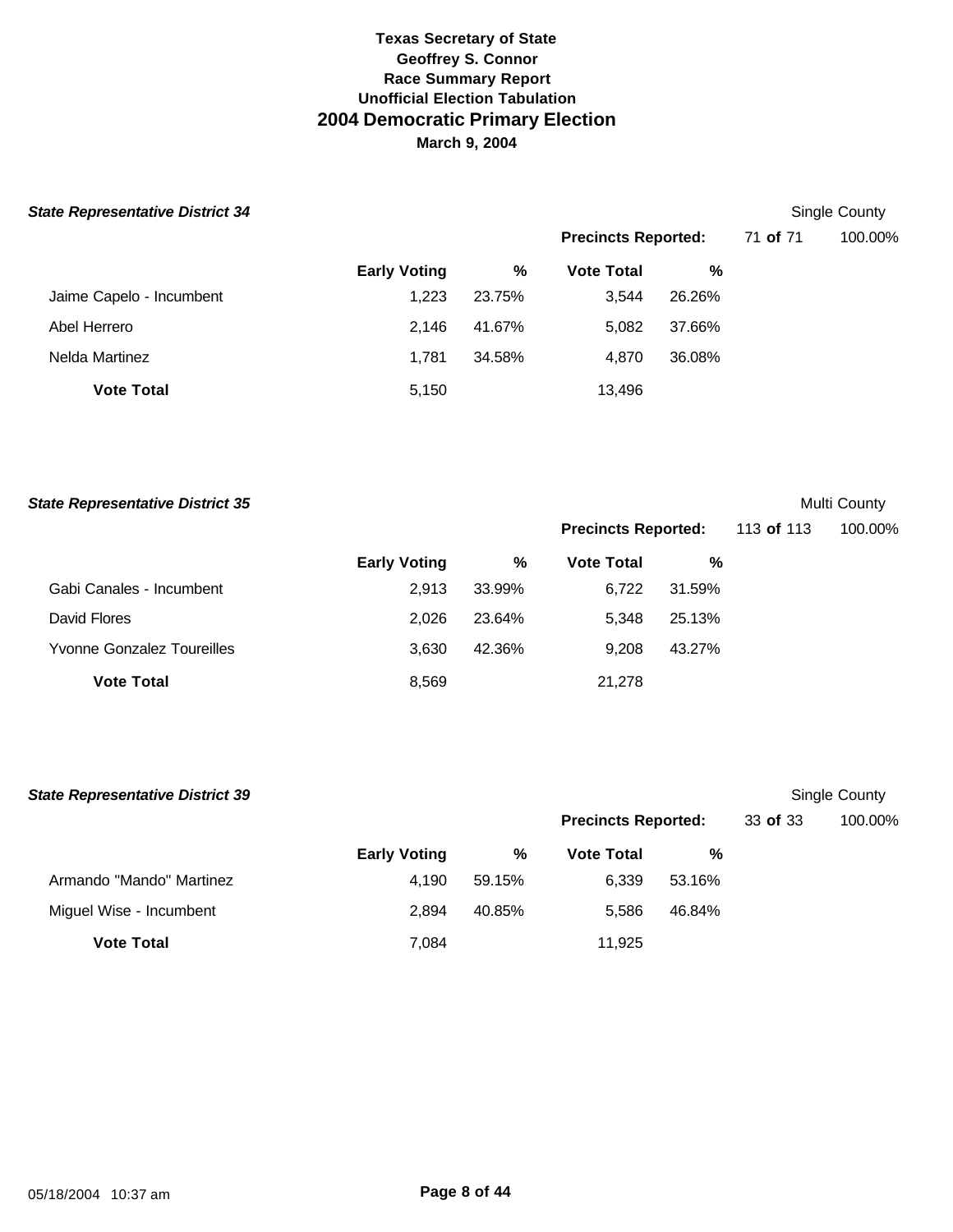# Texas Secretary of State
## Geoffrey S. Connor
## Race Summary Report
## Unofficial Election Tabulation
## 2004 Democratic Primary Election
### March 9, 2004

***State Representative District 34*** — Single County

**Precincts Reported:** 71 **of** 71 — 100.00%

| | Early Voting | % | Vote Total | % |
|---|---|---|---|---|
| Jaime Capelo - Incumbent | 1,223 | 23.75% | 3,544 | 26.26% |
| Abel Herrero | 2,146 | 41.67% | 5,082 | 37.66% |
| Nelda Martinez | 1,781 | 34.58% | 4,870 | 36.08% |
| **Vote Total** | 5,150 | | 13,496 | |

***State Representative District 35*** — Multi County

**Precincts Reported:** 113 **of** 113 — 100.00%

| | Early Voting | % | Vote Total | % |
|---|---|---|---|---|
| Gabi Canales - Incumbent | 2,913 | 33.99% | 6,722 | 31.59% |
| David Flores | 2,026 | 23.64% | 5,348 | 25.13% |
| Yvonne Gonzalez Toureilles | 3,630 | 42.36% | 9,208 | 43.27% |
| **Vote Total** | 8,569 | | 21,278 | |

***State Representative District 39*** — Single County

**Precincts Reported:** 33 **of** 33 — 100.00%

| | Early Voting | % | Vote Total | % |
|---|---|---|---|---|
| Armando "Mando" Martinez | 4,190 | 59.15% | 6,339 | 53.16% |
| Miguel Wise - Incumbent | 2,894 | 40.85% | 5,586 | 46.84% |
| **Vote Total** | 7,084 | | 11,925 | |

05/18/2004 10:37 am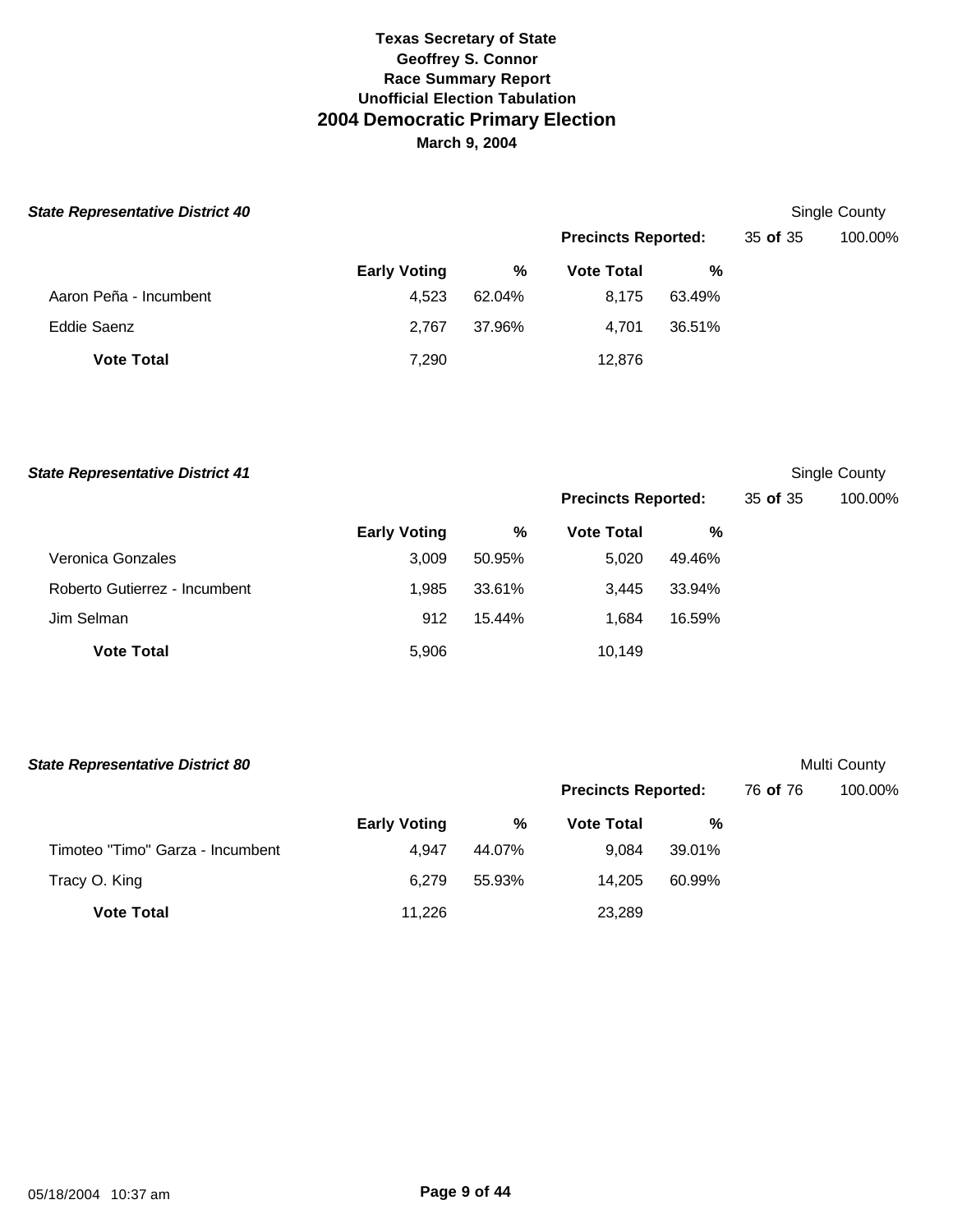**Texas Secretary of State**
**Geoffrey S. Connor**
**Race Summary Report**
**Unofficial Election Tabulation**
## 2004 Democratic Primary Election
**March 9, 2004**

***State Representative District 40*** — Single County

**Precincts Reported:** 35 **of** 35 — 100.00%

| | Early Voting | % | Vote Total | % |
|---|---|---|---|---|
| Aaron Peña - Incumbent | 4,523 | 62.04% | 8,175 | 63.49% |
| Eddie Saenz | 2,767 | 37.96% | 4,701 | 36.51% |
| **Vote Total** | 7,290 | | 12,876 | |

***State Representative District 41*** — Single County

**Precincts Reported:** 35 **of** 35 — 100.00%

| | Early Voting | % | Vote Total | % |
|---|---|---|---|---|
| Veronica Gonzales | 3,009 | 50.95% | 5,020 | 49.46% |
| Roberto Gutierrez - Incumbent | 1,985 | 33.61% | 3,445 | 33.94% |
| Jim Selman | 912 | 15.44% | 1,684 | 16.59% |
| **Vote Total** | 5,906 | | 10,149 | |

***State Representative District 80*** — Multi County

**Precincts Reported:** 76 **of** 76 — 100.00%

| | Early Voting | % | Vote Total | % |
|---|---|---|---|---|
| Timoteo "Timo" Garza - Incumbent | 4,947 | 44.07% | 9,084 | 39.01% |
| Tracy O. King | 6,279 | 55.93% | 14,205 | 60.99% |
| **Vote Total** | 11,226 | | 23,289 | |

05/18/2004 10:37 am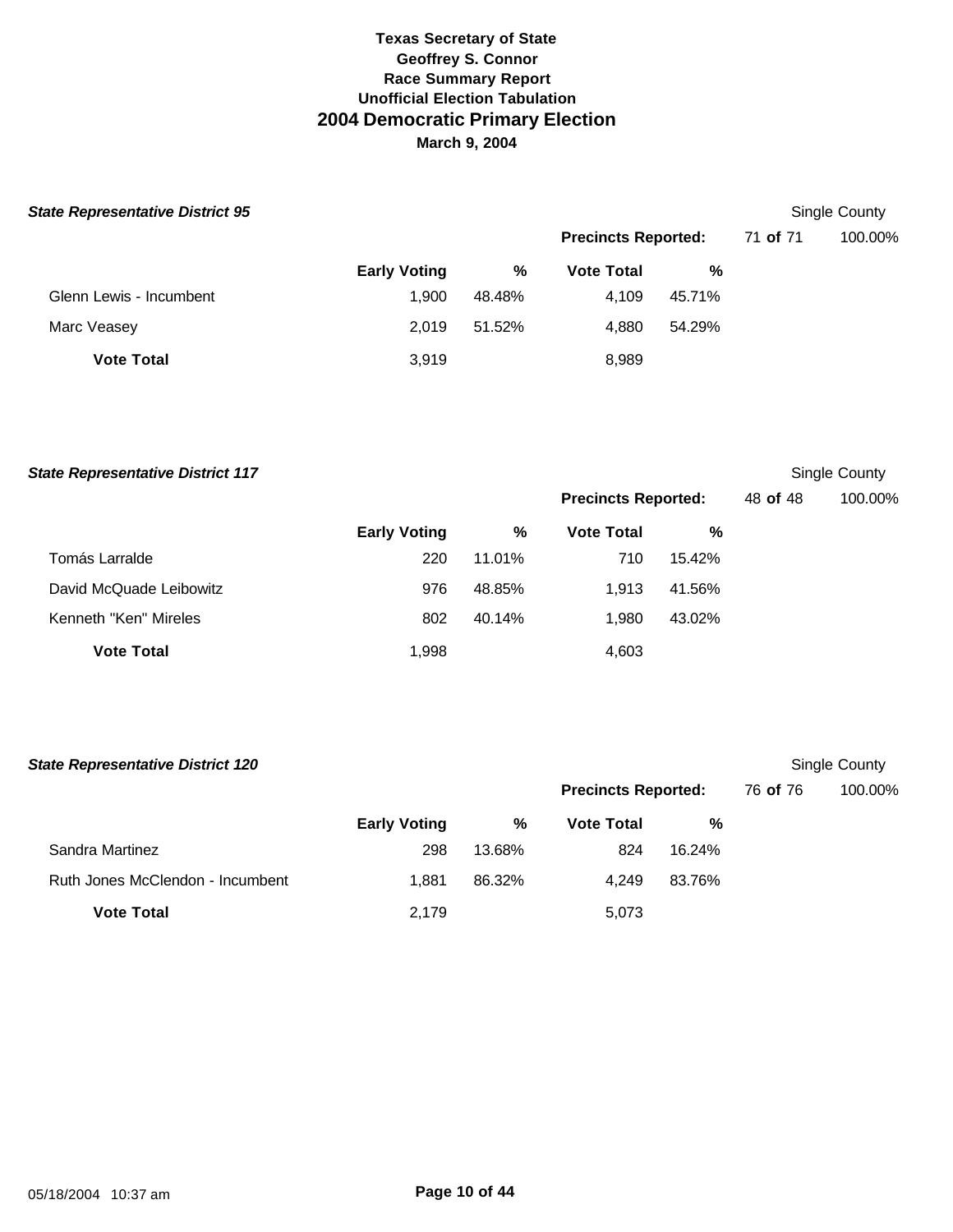# Texas Secretary of State
## Geoffrey S. Connor
### Race Summary Report
### Unofficial Election Tabulation
## 2004 Democratic Primary Election
### March 9, 2004

***State Representative District 95*** — Single County

**Precincts Reported:** 71 **of** 71 — 100.00%

| | Early Voting | % | Vote Total | % |
|---|---|---|---|---|
| Glenn Lewis - Incumbent | 1,900 | 48.48% | 4,109 | 45.71% |
| Marc Veasey | 2,019 | 51.52% | 4,880 | 54.29% |
| **Vote Total** | 3,919 | | 8,989 | |

***State Representative District 117*** — Single County

**Precincts Reported:** 48 **of** 48 — 100.00%

| | Early Voting | % | Vote Total | % |
|---|---|---|---|---|
| Tomás Larralde | 220 | 11.01% | 710 | 15.42% |
| David McQuade Leibowitz | 976 | 48.85% | 1,913 | 41.56% |
| Kenneth "Ken" Mireles | 802 | 40.14% | 1,980 | 43.02% |
| **Vote Total** | 1,998 | | 4,603 | |

***State Representative District 120*** — Single County

**Precincts Reported:** 76 **of** 76 — 100.00%

| | Early Voting | % | Vote Total | % |
|---|---|---|---|---|
| Sandra Martinez | 298 | 13.68% | 824 | 16.24% |
| Ruth Jones McClendon - Incumbent | 1,881 | 86.32% | 4,249 | 83.76% |
| **Vote Total** | 2,179 | | 5,073 | |

05/18/2004 10:37 am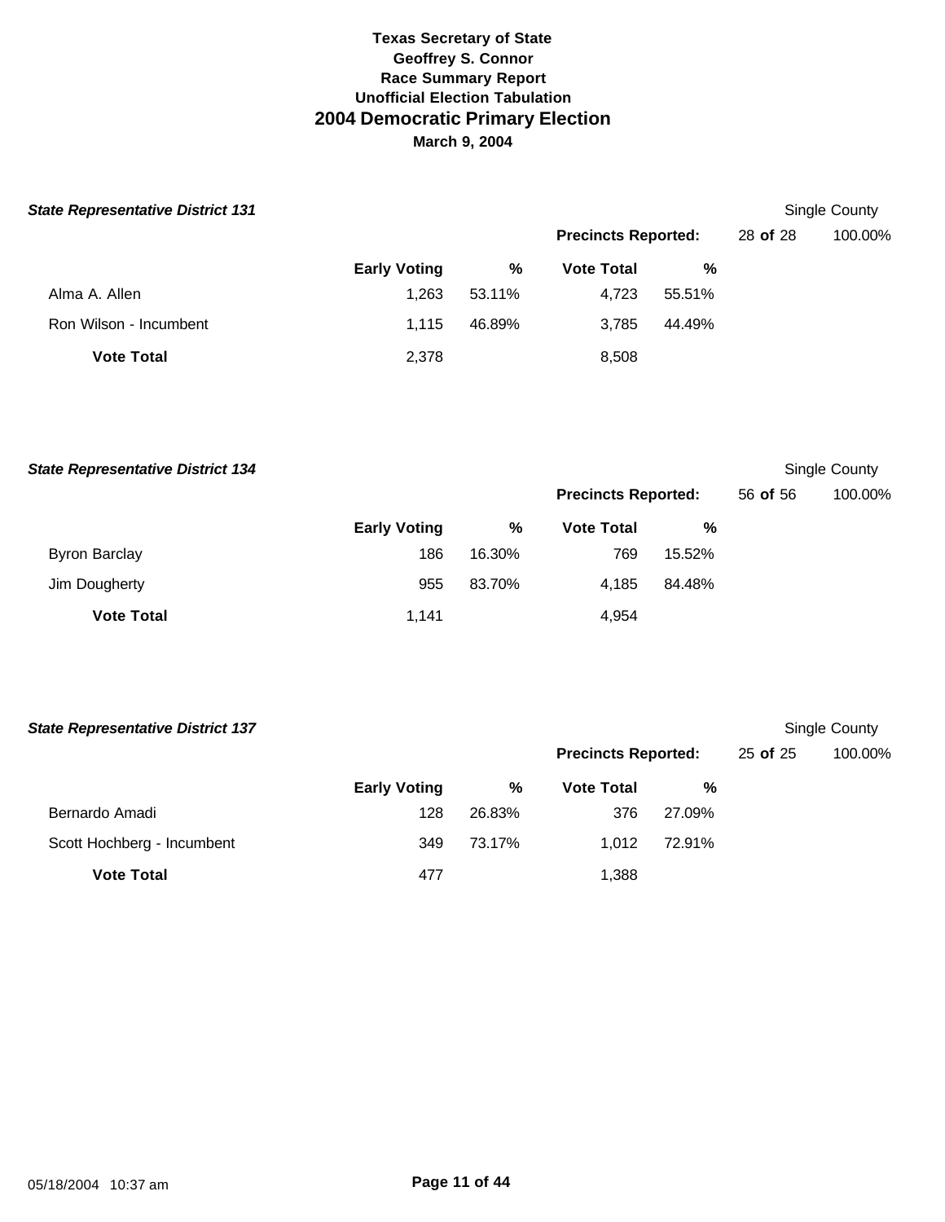# Texas Secretary of State
## Geoffrey S. Connor
### Race Summary Report
### Unofficial Election Tabulation
## 2004 Democratic Primary Election
### March 9, 2004

***State Representative District 131*** — Single County

**Precincts Reported:** 28 **of** 28 — 100.00%

| | Early Voting | % | Vote Total | % |
|---|---|---|---|---|
| Alma A. Allen | 1,263 | 53.11% | 4,723 | 55.51% |
| Ron Wilson - Incumbent | 1,115 | 46.89% | 3,785 | 44.49% |
| **Vote Total** | 2,378 | | 8,508 | |

***State Representative District 134*** — Single County

**Precincts Reported:** 56 **of** 56 — 100.00%

| | Early Voting | % | Vote Total | % |
|---|---|---|---|---|
| Byron Barclay | 186 | 16.30% | 769 | 15.52% |
| Jim Dougherty | 955 | 83.70% | 4,185 | 84.48% |
| **Vote Total** | 1,141 | | 4,954 | |

***State Representative District 137*** — Single County

**Precincts Reported:** 25 **of** 25 — 100.00%

| | Early Voting | % | Vote Total | % |
|---|---|---|---|---|
| Bernardo Amadi | 128 | 26.83% | 376 | 27.09% |
| Scott Hochberg - Incumbent | 349 | 73.17% | 1,012 | 72.91% |
| **Vote Total** | 477 | | 1,388 | |

05/18/2004 10:37 am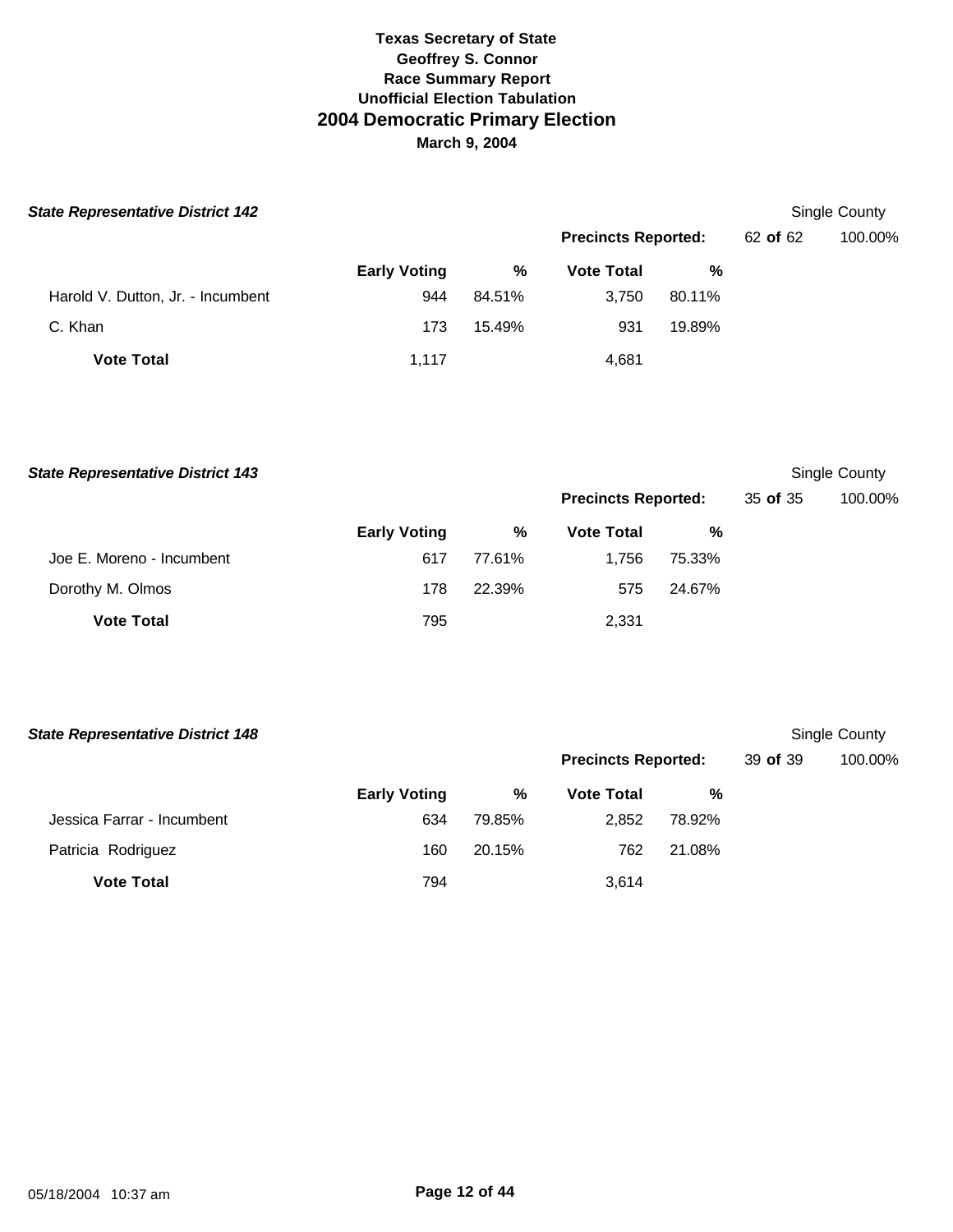**Texas Secretary of State**
**Geoffrey S. Connor**
**Race Summary Report**
**Unofficial Election Tabulation**

# 2004 Democratic Primary Election

**March 9, 2004**

### *State Representative District 142*

Single County

**Precincts Reported:** 62 **of** 62 100.00%

| | Early Voting | % | Vote Total | % |
|---|---|---|---|---|
| Harold V. Dutton, Jr. - Incumbent | 944 | 84.51% | 3,750 | 80.11% |
| C. Khan | 173 | 15.49% | 931 | 19.89% |
| **Vote Total** | 1,117 | | 4,681 | |

### *State Representative District 143*

Single County

**Precincts Reported:** 35 **of** 35 100.00%

| | Early Voting | % | Vote Total | % |
|---|---|---|---|---|
| Joe E. Moreno - Incumbent | 617 | 77.61% | 1,756 | 75.33% |
| Dorothy M. Olmos | 178 | 22.39% | 575 | 24.67% |
| **Vote Total** | 795 | | 2,331 | |

### *State Representative District 148*

Single County

**Precincts Reported:** 39 **of** 39 100.00%

| | Early Voting | % | Vote Total | % |
|---|---|---|---|---|
| Jessica Farrar - Incumbent | 634 | 79.85% | 2,852 | 78.92% |
| Patricia Rodriguez | 160 | 20.15% | 762 | 21.08% |
| **Vote Total** | 794 | | 3,614 | |

05/18/2004 10:37 am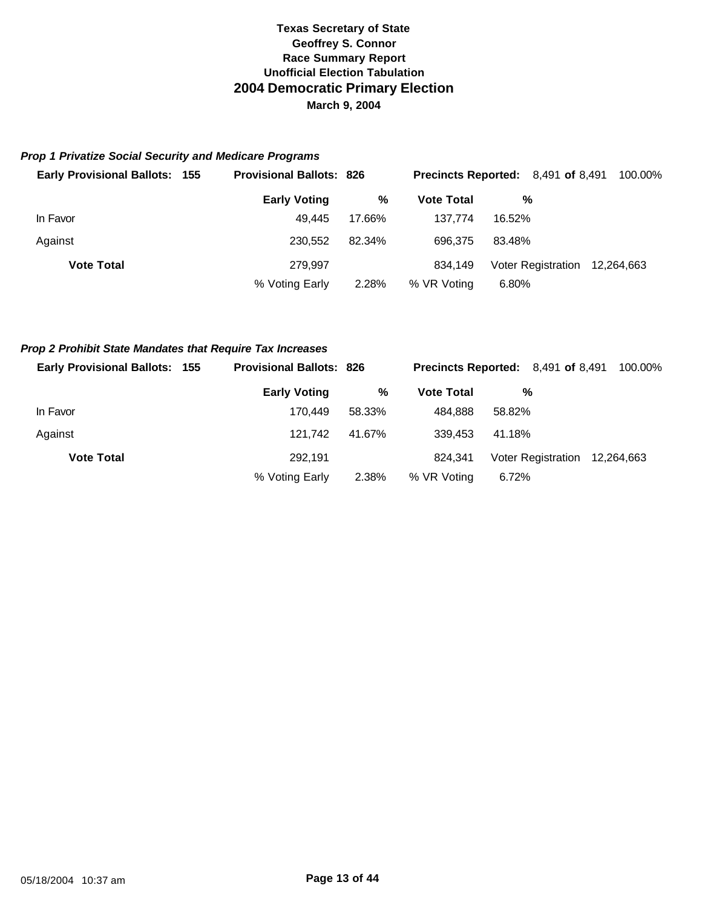**Texas Secretary of State**
**Geoffrey S. Connor**
**Race Summary Report**
**Unofficial Election Tabulation**

# 2004 Democratic Primary Election

**March 9, 2004**

### *Prop 1 Privatize Social Security and Medicare Programs*

**Early Provisional Ballots: 155** | **Provisional Ballots: 826** | **Precincts Reported:** 8,491 **of** 8,491 100.00%

| | Early Voting | % | Vote Total | % | | |
|---|---|---|---|---|---|---|
| In Favor | 49,445 | 17.66% | 137,774 | 16.52% | | |
| Against | 230,552 | 82.34% | 696,375 | 83.48% | | |
| **Vote Total** | 279,997 | | 834,149 | | Voter Registration | 12,264,663 |
| | % Voting Early | 2.28% | % VR Voting | 6.80% | | |

### *Prop 2 Prohibit State Mandates that Require Tax Increases*

**Early Provisional Ballots: 155** | **Provisional Ballots: 826** | **Precincts Reported:** 8,491 **of** 8,491 100.00%

| | Early Voting | % | Vote Total | % | | |
|---|---|---|---|---|---|---|
| In Favor | 170,449 | 58.33% | 484,888 | 58.82% | | |
| Against | 121,742 | 41.67% | 339,453 | 41.18% | | |
| **Vote Total** | 292,191 | | 824,341 | | Voter Registration | 12,264,663 |
| | % Voting Early | 2.38% | % VR Voting | 6.72% | | |

05/18/2004 10:37 am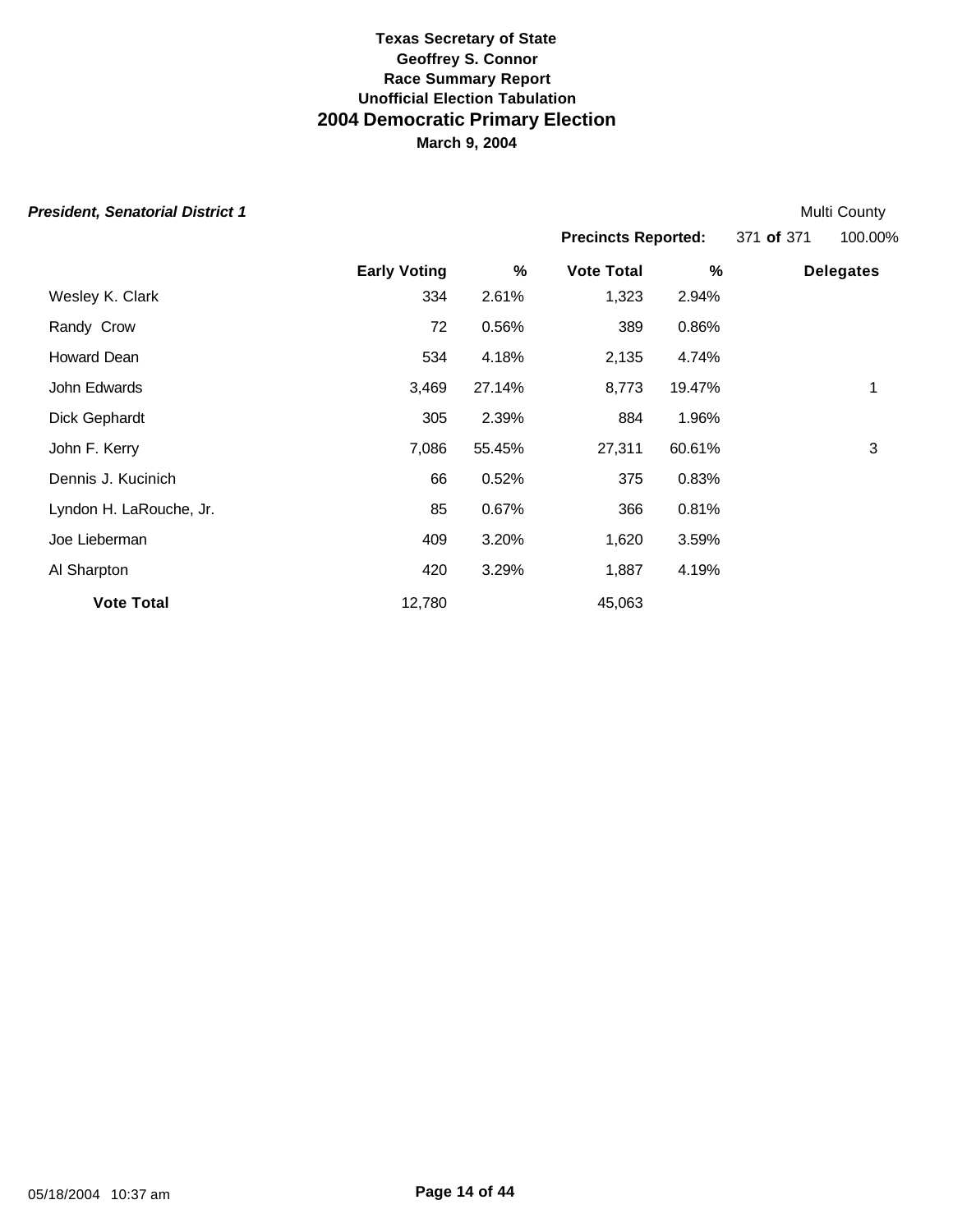**Texas Secretary of State**
**Geoffrey S. Connor**
**Race Summary Report**
**Unofficial Election Tabulation**

# 2004 Democratic Primary Election

**March 9, 2004**

***President, Senatorial District 1*** Multi County

**Precincts Reported:** 371 **of** 371 100.00%

| | Early Voting | % | Vote Total | % | Delegates |
|---|---|---|---|---|---|
| Wesley K. Clark | 334 | 2.61% | 1,323 | 2.94% | |
| Randy Crow | 72 | 0.56% | 389 | 0.86% | |
| Howard Dean | 534 | 4.18% | 2,135 | 4.74% | |
| John Edwards | 3,469 | 27.14% | 8,773 | 19.47% | 1 |
| Dick Gephardt | 305 | 2.39% | 884 | 1.96% | |
| John F. Kerry | 7,086 | 55.45% | 27,311 | 60.61% | 3 |
| Dennis J. Kucinich | 66 | 0.52% | 375 | 0.83% | |
| Lyndon H. LaRouche, Jr. | 85 | 0.67% | 366 | 0.81% | |
| Joe Lieberman | 409 | 3.20% | 1,620 | 3.59% | |
| Al Sharpton | 420 | 3.29% | 1,887 | 4.19% | |
| **Vote Total** | 12,780 | | 45,063 | | |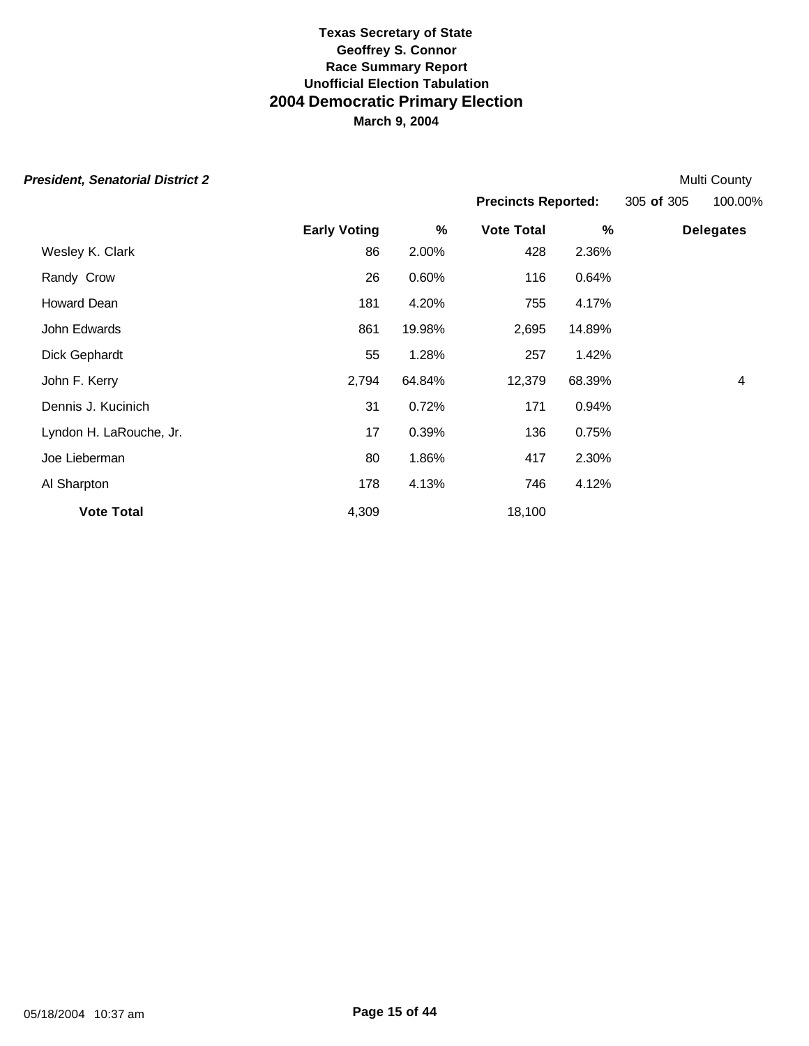**Texas Secretary of State**
**Geoffrey S. Connor**
**Race Summary Report**
**Unofficial Election Tabulation**

# 2004 Democratic Primary Election

**March 9, 2004**

***President, Senatorial District 2*** Multi County

**Precincts Reported:** 305 **of** 305 100.00%

| | Early Voting | % | Vote Total | % | Delegates |
|---|---|---|---|---|---|
| Wesley K. Clark | 86 | 2.00% | 428 | 2.36% | |
| Randy Crow | 26 | 0.60% | 116 | 0.64% | |
| Howard Dean | 181 | 4.20% | 755 | 4.17% | |
| John Edwards | 861 | 19.98% | 2,695 | 14.89% | |
| Dick Gephardt | 55 | 1.28% | 257 | 1.42% | |
| John F. Kerry | 2,794 | 64.84% | 12,379 | 68.39% | 4 |
| Dennis J. Kucinich | 31 | 0.72% | 171 | 0.94% | |
| Lyndon H. LaRouche, Jr. | 17 | 0.39% | 136 | 0.75% | |
| Joe Lieberman | 80 | 1.86% | 417 | 2.30% | |
| Al Sharpton | 178 | 4.13% | 746 | 4.12% | |
| **Vote Total** | 4,309 | | 18,100 | | |

05/18/2004 10:37 am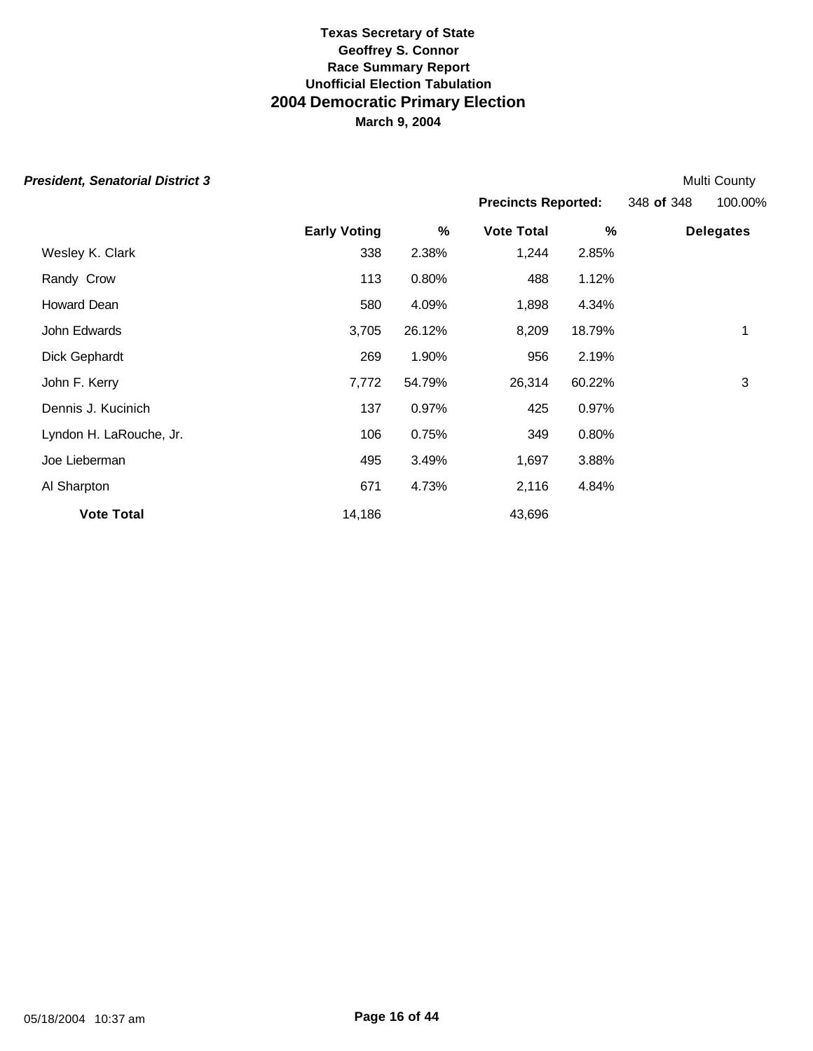**Texas Secretary of State**
**Geoffrey S. Connor**
**Race Summary Report**
**Unofficial Election Tabulation**
## 2004 Democratic Primary Election
**March 9, 2004**

***President, Senatorial District 3*** — Multi County

**Precincts Reported:** 348 **of** 348 — 100.00%

| | Early Voting | % | Vote Total | % | Delegates |
|---|---|---|---|---|---|
| Wesley K. Clark | 338 | 2.38% | 1,244 | 2.85% | |
| Randy Crow | 113 | 0.80% | 488 | 1.12% | |
| Howard Dean | 580 | 4.09% | 1,898 | 4.34% | |
| John Edwards | 3,705 | 26.12% | 8,209 | 18.79% | 1 |
| Dick Gephardt | 269 | 1.90% | 956 | 2.19% | |
| John F. Kerry | 7,772 | 54.79% | 26,314 | 60.22% | 3 |
| Dennis J. Kucinich | 137 | 0.97% | 425 | 0.97% | |
| Lyndon H. LaRouche, Jr. | 106 | 0.75% | 349 | 0.80% | |
| Joe Lieberman | 495 | 3.49% | 1,697 | 3.88% | |
| Al Sharpton | 671 | 4.73% | 2,116 | 4.84% | |
| **Vote Total** | 14,186 | | 43,696 | | |

05/18/2004 10:37 am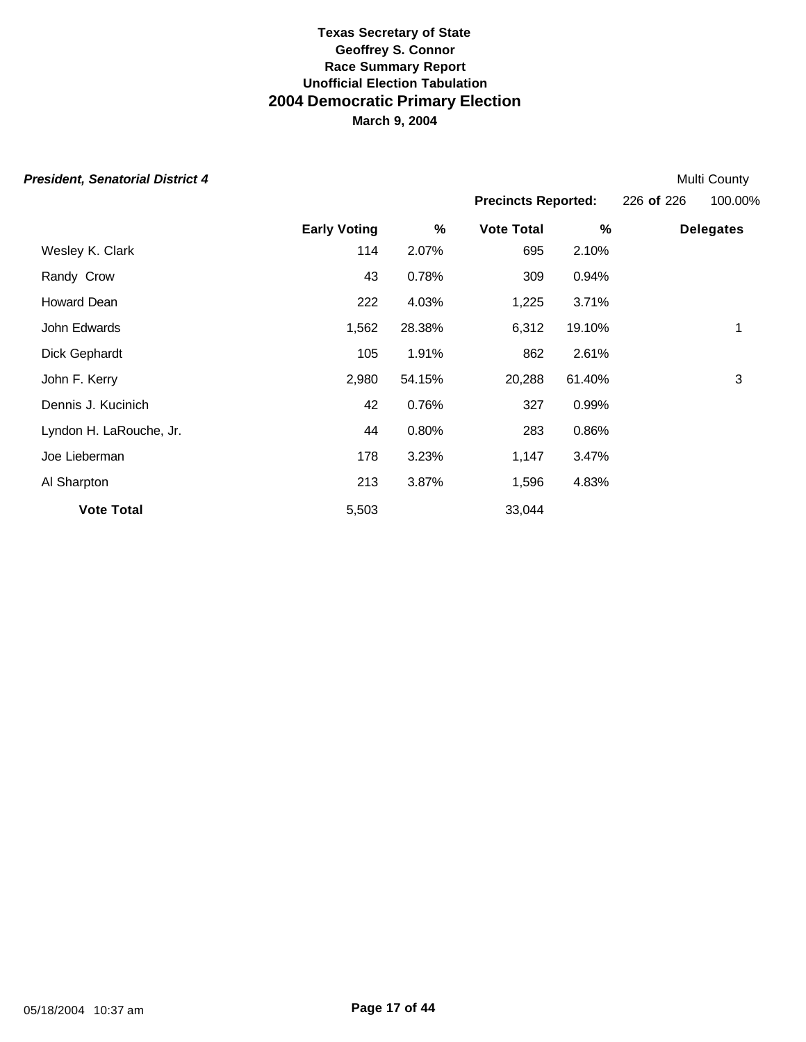**Texas Secretary of State**
**Geoffrey S. Connor**
**Race Summary Report**
**Unofficial Election Tabulation**

# 2004 Democratic Primary Election

**March 9, 2004**

***President, Senatorial District 4*** Multi County

**Precincts Reported:** 226 **of** 226 100.00%

| | Early Voting | % | Vote Total | % | Delegates |
|---|---|---|---|---|---|
| Wesley K. Clark | 114 | 2.07% | 695 | 2.10% | |
| Randy Crow | 43 | 0.78% | 309 | 0.94% | |
| Howard Dean | 222 | 4.03% | 1,225 | 3.71% | |
| John Edwards | 1,562 | 28.38% | 6,312 | 19.10% | 1 |
| Dick Gephardt | 105 | 1.91% | 862 | 2.61% | |
| John F. Kerry | 2,980 | 54.15% | 20,288 | 61.40% | 3 |
| Dennis J. Kucinich | 42 | 0.76% | 327 | 0.99% | |
| Lyndon H. LaRouche, Jr. | 44 | 0.80% | 283 | 0.86% | |
| Joe Lieberman | 178 | 3.23% | 1,147 | 3.47% | |
| Al Sharpton | 213 | 3.87% | 1,596 | 4.83% | |
| **Vote Total** | 5,503 | | 33,044 | | |

05/18/2004 10:37 am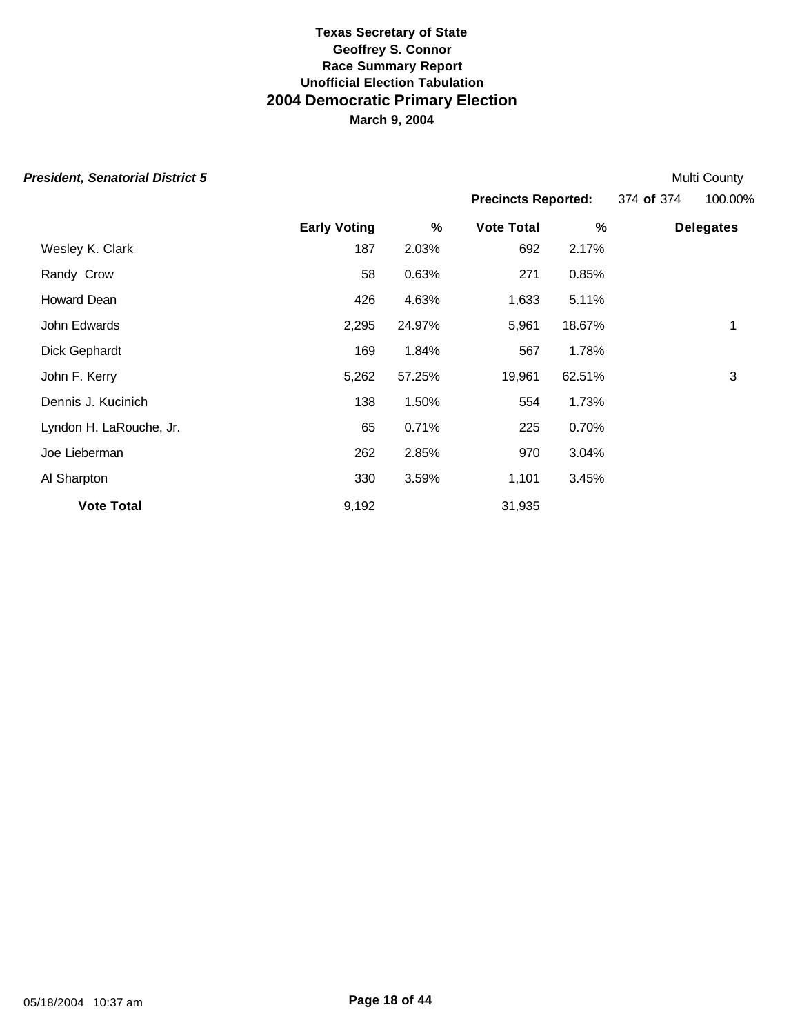**Texas Secretary of State**
**Geoffrey S. Connor**
**Race Summary Report**
**Unofficial Election Tabulation**

# 2004 Democratic Primary Election

**March 9, 2004**

***President, Senatorial District 5*** Multi County

**Precincts Reported:** 374 **of** 374 100.00%

| | Early Voting | % | Vote Total | % | Delegates |
|---|---|---|---|---|---|
| Wesley K. Clark | 187 | 2.03% | 692 | 2.17% | |
| Randy Crow | 58 | 0.63% | 271 | 0.85% | |
| Howard Dean | 426 | 4.63% | 1,633 | 5.11% | |
| John Edwards | 2,295 | 24.97% | 5,961 | 18.67% | 1 |
| Dick Gephardt | 169 | 1.84% | 567 | 1.78% | |
| John F. Kerry | 5,262 | 57.25% | 19,961 | 62.51% | 3 |
| Dennis J. Kucinich | 138 | 1.50% | 554 | 1.73% | |
| Lyndon H. LaRouche, Jr. | 65 | 0.71% | 225 | 0.70% | |
| Joe Lieberman | 262 | 2.85% | 970 | 3.04% | |
| Al Sharpton | 330 | 3.59% | 1,101 | 3.45% | |
| **Vote Total** | 9,192 | | 31,935 | | |

05/18/2004 10:37 am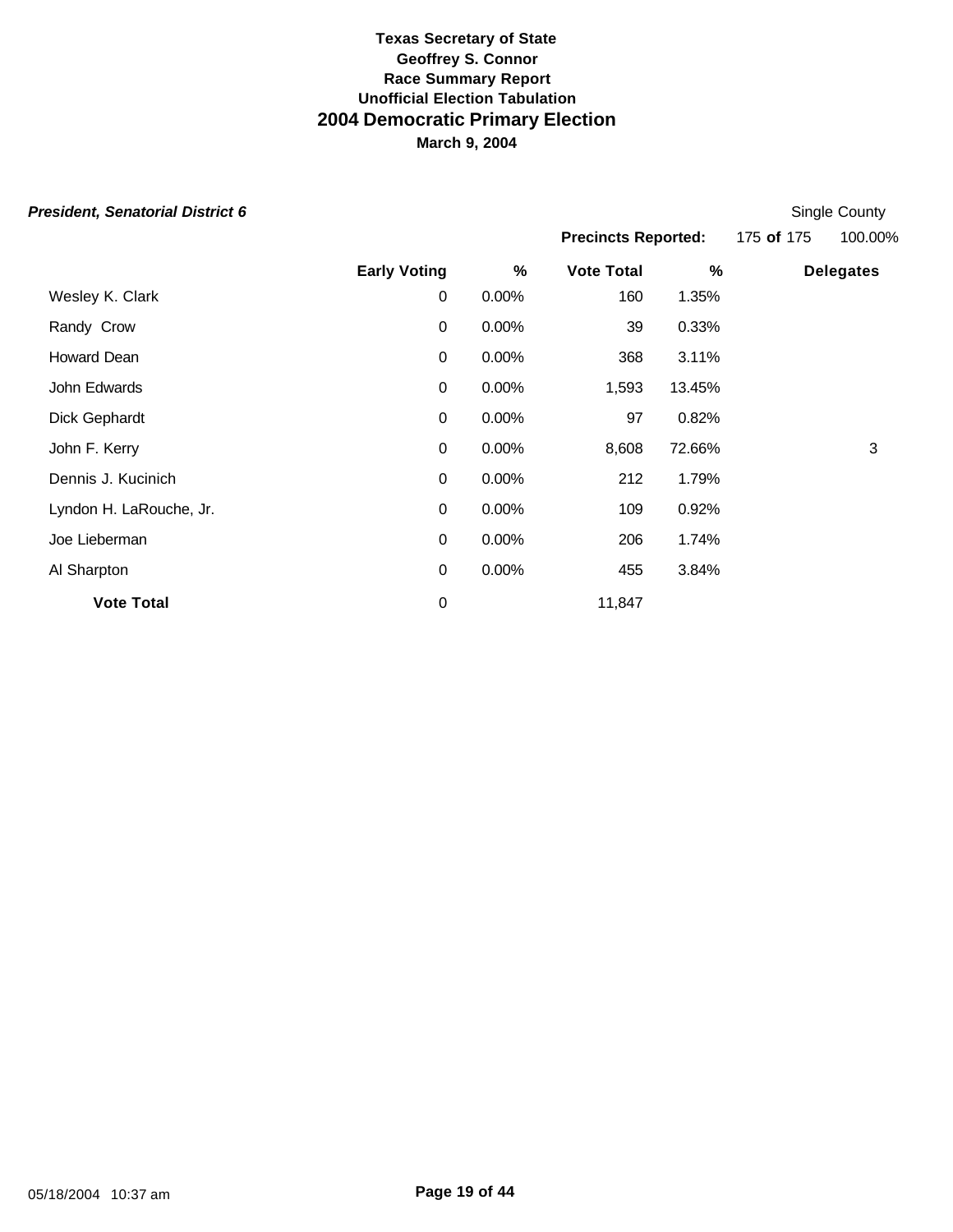**Texas Secretary of State**
**Geoffrey S. Connor**
**Race Summary Report**
**Unofficial Election Tabulation**
## 2004 Democratic Primary Election
**March 9, 2004**

***President, Senatorial District 6*** — Single County

**Precincts Reported:** 175 **of** 175 — 100.00%

| | Early Voting | % | Vote Total | % | Delegates |
|---|---|---|---|---|---|
| Wesley K. Clark | 0 | 0.00% | 160 | 1.35% | |
| Randy Crow | 0 | 0.00% | 39 | 0.33% | |
| Howard Dean | 0 | 0.00% | 368 | 3.11% | |
| John Edwards | 0 | 0.00% | 1,593 | 13.45% | |
| Dick Gephardt | 0 | 0.00% | 97 | 0.82% | |
| John F. Kerry | 0 | 0.00% | 8,608 | 72.66% | 3 |
| Dennis J. Kucinich | 0 | 0.00% | 212 | 1.79% | |
| Lyndon H. LaRouche, Jr. | 0 | 0.00% | 109 | 0.92% | |
| Joe Lieberman | 0 | 0.00% | 206 | 1.74% | |
| Al Sharpton | 0 | 0.00% | 455 | 3.84% | |
| **Vote Total** | 0 | | 11,847 | | |

05/18/2004 10:37 am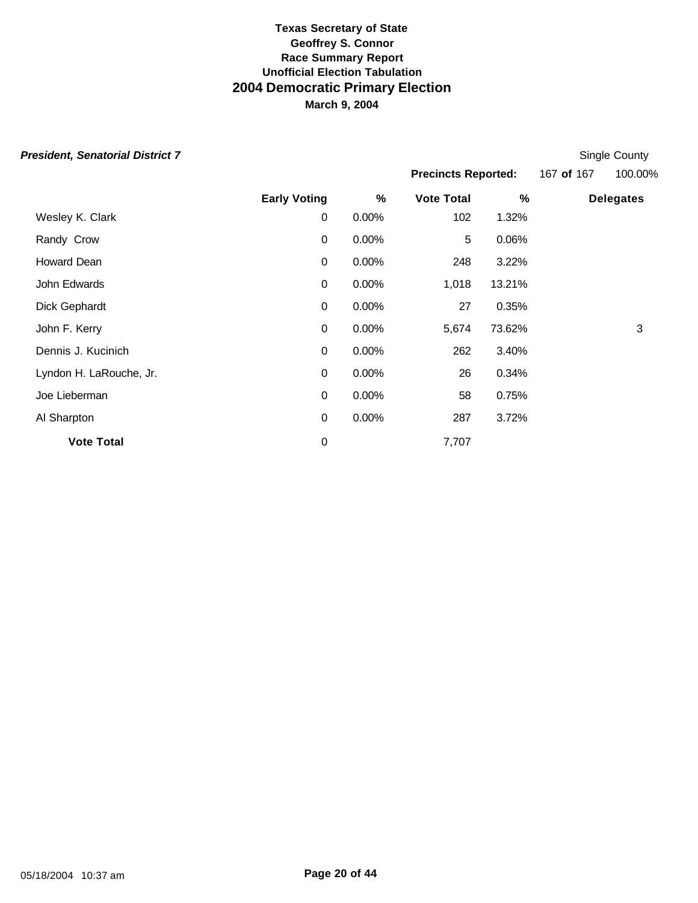**Texas Secretary of State**
**Geoffrey S. Connor**
**Race Summary Report**
**Unofficial Election Tabulation**

# 2004 Democratic Primary Election

**March 9, 2004**

***President, Senatorial District 7***

Single County

**Precincts Reported:** 167 **of** 167 100.00%

| | Early Voting | % | Vote Total | % | Delegates |
|---|---|---|---|---|---|
| Wesley K. Clark | 0 | 0.00% | 102 | 1.32% | |
| Randy Crow | 0 | 0.00% | 5 | 0.06% | |
| Howard Dean | 0 | 0.00% | 248 | 3.22% | |
| John Edwards | 0 | 0.00% | 1,018 | 13.21% | |
| Dick Gephardt | 0 | 0.00% | 27 | 0.35% | |
| John F. Kerry | 0 | 0.00% | 5,674 | 73.62% | 3 |
| Dennis J. Kucinich | 0 | 0.00% | 262 | 3.40% | |
| Lyndon H. LaRouche, Jr. | 0 | 0.00% | 26 | 0.34% | |
| Joe Lieberman | 0 | 0.00% | 58 | 0.75% | |
| Al Sharpton | 0 | 0.00% | 287 | 3.72% | |
| **Vote Total** | 0 | | 7,707 | | |

05/18/2004 10:37 am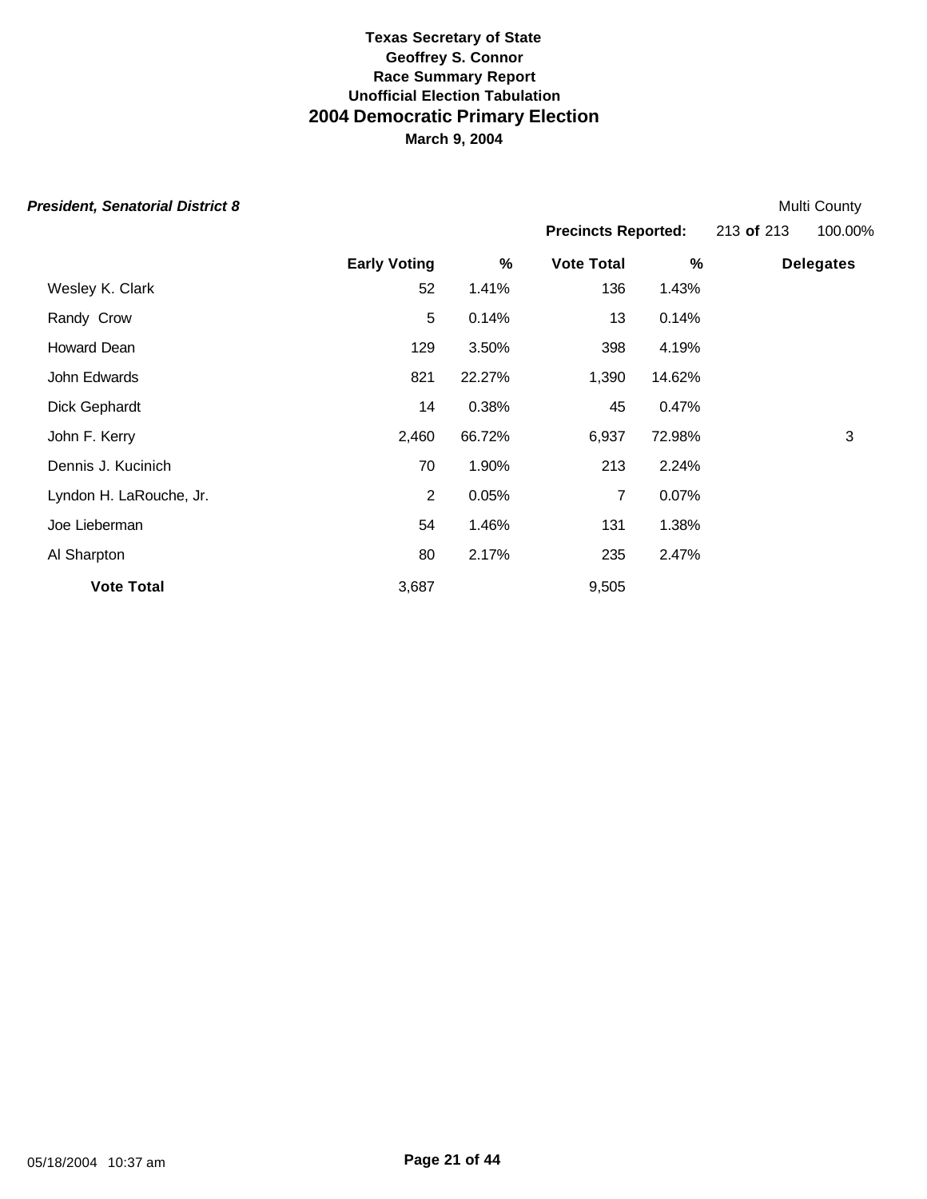**Texas Secretary of State**
**Geoffrey S. Connor**
**Race Summary Report**
**Unofficial Election Tabulation**

## 2004 Democratic Primary Election

**March 9, 2004**

***President, Senatorial District 8*** Multi County

**Precincts Reported:** 213 **of** 213 100.00%

| | Early Voting | % | Vote Total | % | Delegates |
|---|---|---|---|---|---|
| Wesley K. Clark | 52 | 1.41% | 136 | 1.43% | |
| Randy Crow | 5 | 0.14% | 13 | 0.14% | |
| Howard Dean | 129 | 3.50% | 398 | 4.19% | |
| John Edwards | 821 | 22.27% | 1,390 | 14.62% | |
| Dick Gephardt | 14 | 0.38% | 45 | 0.47% | |
| John F. Kerry | 2,460 | 66.72% | 6,937 | 72.98% | 3 |
| Dennis J. Kucinich | 70 | 1.90% | 213 | 2.24% | |
| Lyndon H. LaRouche, Jr. | 2 | 0.05% | 7 | 0.07% | |
| Joe Lieberman | 54 | 1.46% | 131 | 1.38% | |
| Al Sharpton | 80 | 2.17% | 235 | 2.47% | |
| **Vote Total** | 3,687 | | 9,505 | | |

05/18/2004 10:37 am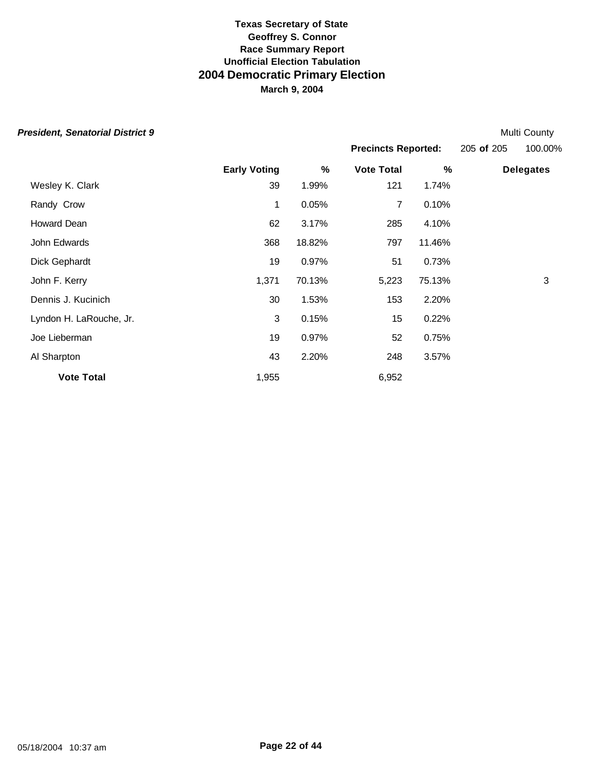**Texas Secretary of State**
**Geoffrey S. Connor**
**Race Summary Report**
**Unofficial Election Tabulation**
## 2004 Democratic Primary Election
**March 9, 2004**

***President, Senatorial District 9*** — Multi County

**Precincts Reported:** 205 **of** 205 — 100.00%

| | Early Voting | % | Vote Total | % | Delegates |
|---|---|---|---|---|---|
| Wesley K. Clark | 39 | 1.99% | 121 | 1.74% | |
| Randy Crow | 1 | 0.05% | 7 | 0.10% | |
| Howard Dean | 62 | 3.17% | 285 | 4.10% | |
| John Edwards | 368 | 18.82% | 797 | 11.46% | |
| Dick Gephardt | 19 | 0.97% | 51 | 0.73% | |
| John F. Kerry | 1,371 | 70.13% | 5,223 | 75.13% | 3 |
| Dennis J. Kucinich | 30 | 1.53% | 153 | 2.20% | |
| Lyndon H. LaRouche, Jr. | 3 | 0.15% | 15 | 0.22% | |
| Joe Lieberman | 19 | 0.97% | 52 | 0.75% | |
| Al Sharpton | 43 | 2.20% | 248 | 3.57% | |
| **Vote Total** | 1,955 | | 6,952 | | |

05/18/2004 10:37 am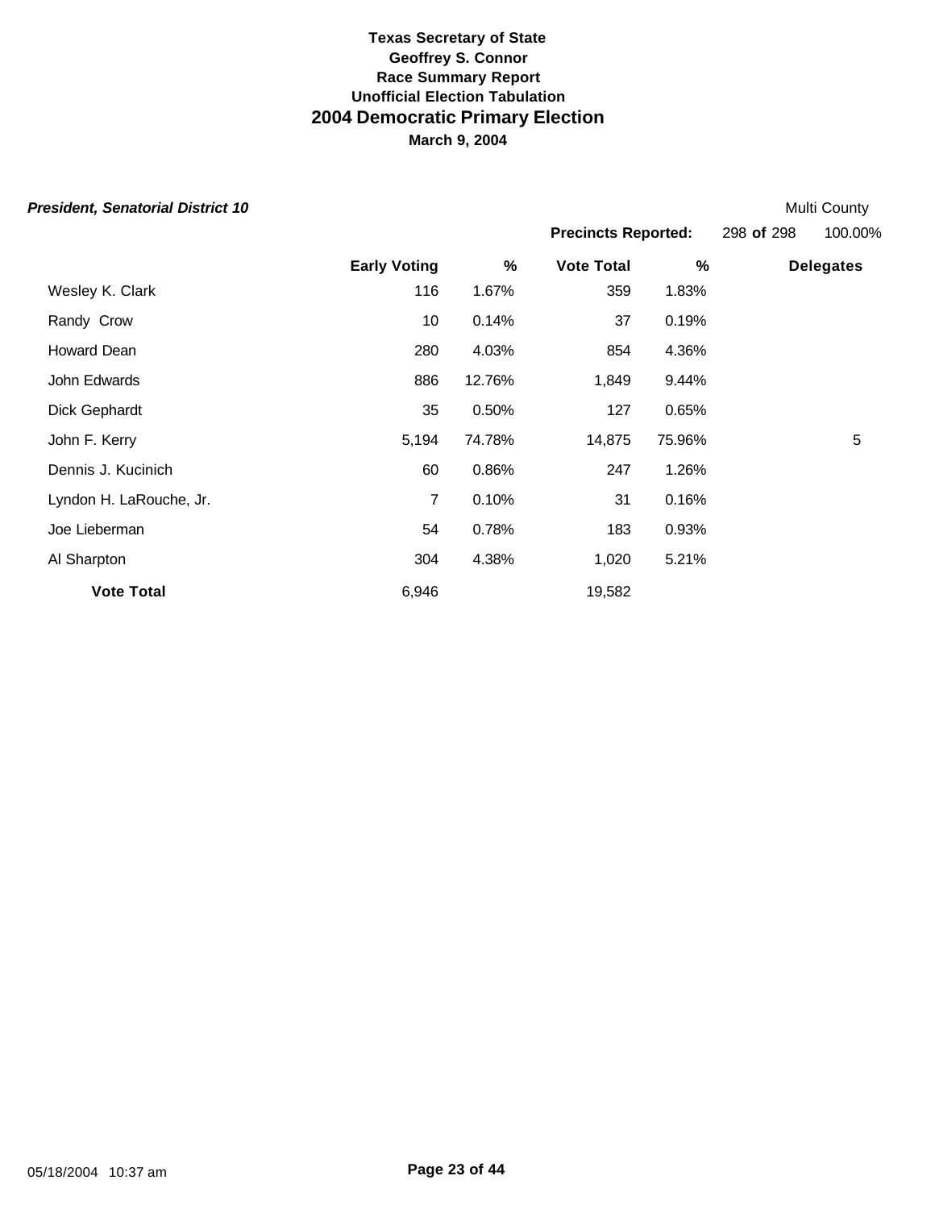**Texas Secretary of State**
**Geoffrey S. Connor**
**Race Summary Report**
**Unofficial Election Tabulation**

# 2004 Democratic Primary Election

**March 9, 2004**

***President, Senatorial District 10*** Multi County

**Precincts Reported:** 298 **of** 298 100.00%

| | Early Voting | % | Vote Total | % | Delegates |
|---|---|---|---|---|---|
| Wesley K. Clark | 116 | 1.67% | 359 | 1.83% | |
| Randy Crow | 10 | 0.14% | 37 | 0.19% | |
| Howard Dean | 280 | 4.03% | 854 | 4.36% | |
| John Edwards | 886 | 12.76% | 1,849 | 9.44% | |
| Dick Gephardt | 35 | 0.50% | 127 | 0.65% | |
| John F. Kerry | 5,194 | 74.78% | 14,875 | 75.96% | 5 |
| Dennis J. Kucinich | 60 | 0.86% | 247 | 1.26% | |
| Lyndon H. LaRouche, Jr. | 7 | 0.10% | 31 | 0.16% | |
| Joe Lieberman | 54 | 0.78% | 183 | 0.93% | |
| Al Sharpton | 304 | 4.38% | 1,020 | 5.21% | |
| **Vote Total** | 6,946 | | 19,582 | | |

05/18/2004 10:37 am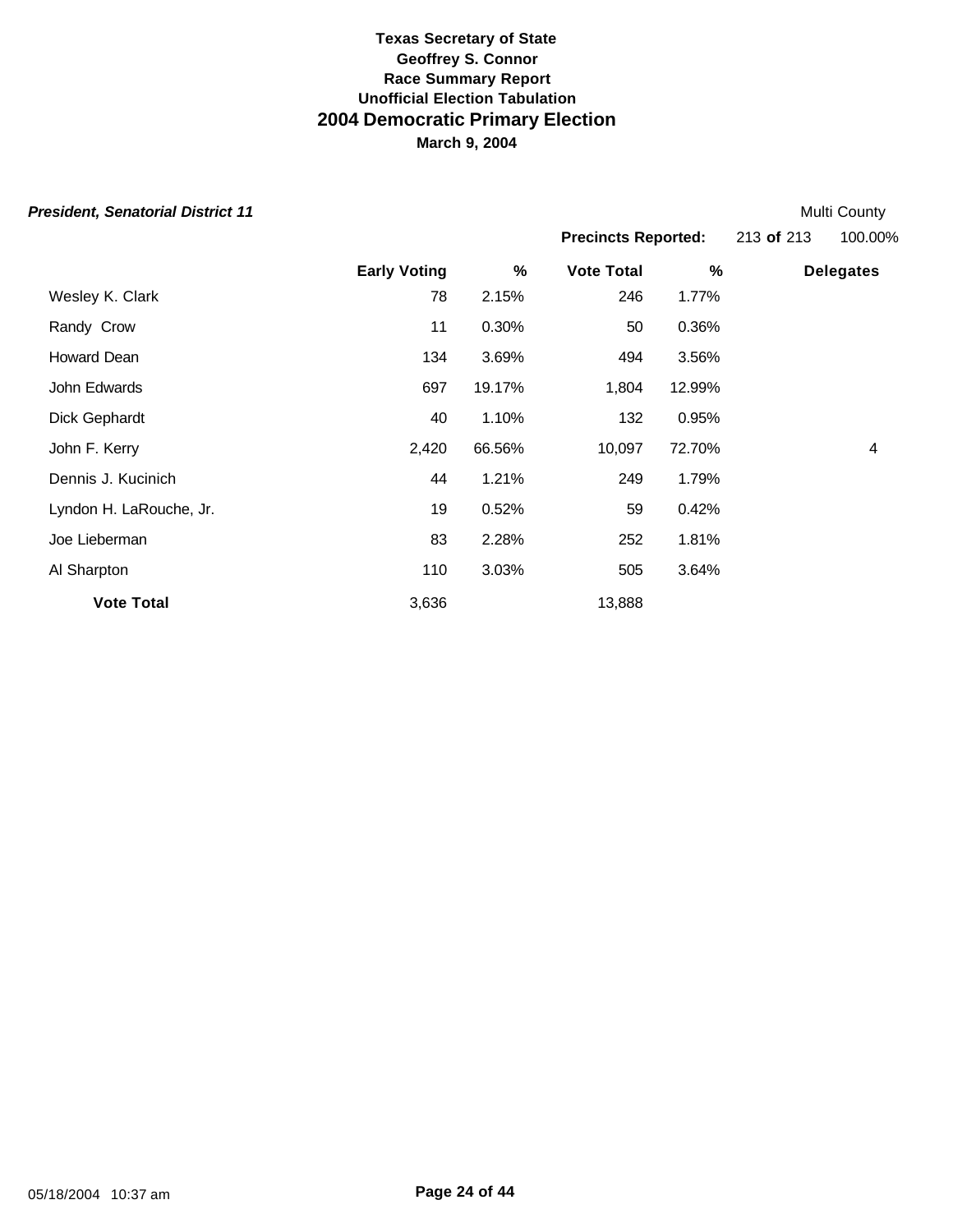**Texas Secretary of State**
**Geoffrey S. Connor**
**Race Summary Report**
**Unofficial Election Tabulation**

# 2004 Democratic Primary Election

**March 9, 2004**

***President, Senatorial District 11*** Multi County

**Precincts Reported:** 213 **of** 213 100.00%

| | Early Voting | % | Vote Total | % | Delegates |
|---|---|---|---|---|---|
| Wesley K. Clark | 78 | 2.15% | 246 | 1.77% | |
| Randy Crow | 11 | 0.30% | 50 | 0.36% | |
| Howard Dean | 134 | 3.69% | 494 | 3.56% | |
| John Edwards | 697 | 19.17% | 1,804 | 12.99% | |
| Dick Gephardt | 40 | 1.10% | 132 | 0.95% | |
| John F. Kerry | 2,420 | 66.56% | 10,097 | 72.70% | 4 |
| Dennis J. Kucinich | 44 | 1.21% | 249 | 1.79% | |
| Lyndon H. LaRouche, Jr. | 19 | 0.52% | 59 | 0.42% | |
| Joe Lieberman | 83 | 2.28% | 252 | 1.81% | |
| Al Sharpton | 110 | 3.03% | 505 | 3.64% | |
| **Vote Total** | 3,636 | | 13,888 | | |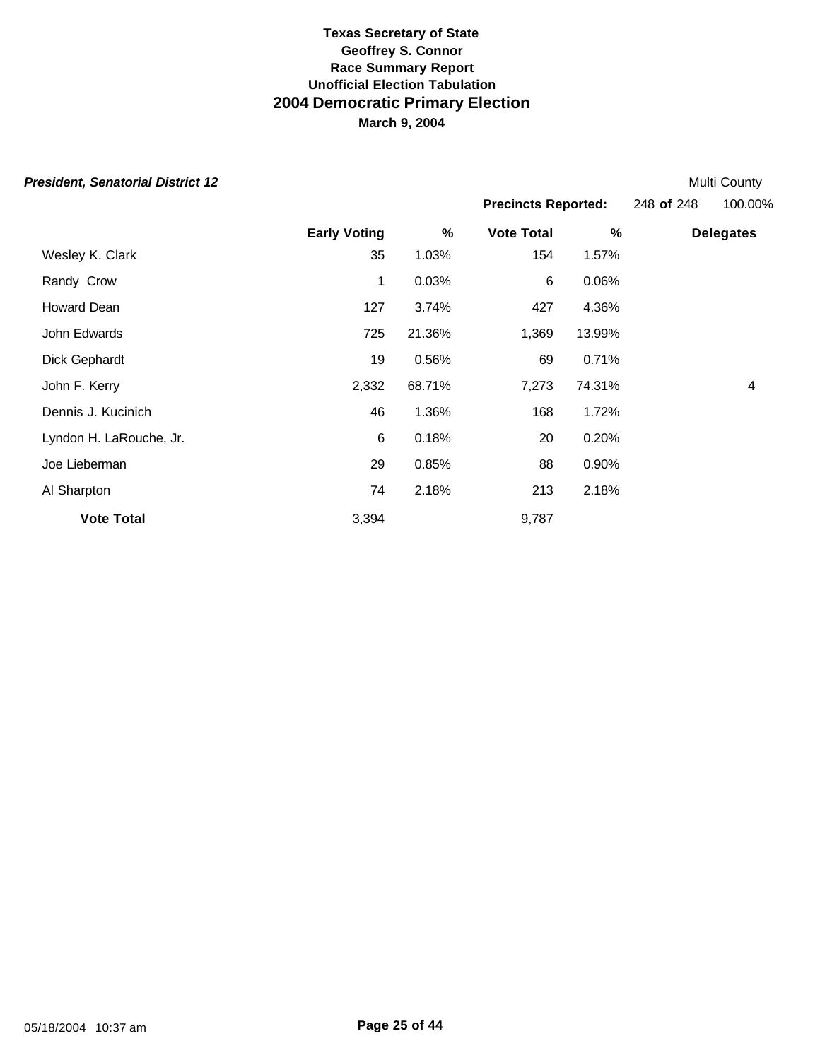**Texas Secretary of State**
**Geoffrey S. Connor**
**Race Summary Report**
**Unofficial Election Tabulation**

# 2004 Democratic Primary Election

**March 9, 2004**

***President, Senatorial District 12*** — Multi County

**Precincts Reported:** 248 **of** 248 — 100.00%

| | Early Voting | % | Vote Total | % | Delegates |
|---|---|---|---|---|---|
| Wesley K. Clark | 35 | 1.03% | 154 | 1.57% | |
| Randy Crow | 1 | 0.03% | 6 | 0.06% | |
| Howard Dean | 127 | 3.74% | 427 | 4.36% | |
| John Edwards | 725 | 21.36% | 1,369 | 13.99% | |
| Dick Gephardt | 19 | 0.56% | 69 | 0.71% | |
| John F. Kerry | 2,332 | 68.71% | 7,273 | 74.31% | 4 |
| Dennis J. Kucinich | 46 | 1.36% | 168 | 1.72% | |
| Lyndon H. LaRouche, Jr. | 6 | 0.18% | 20 | 0.20% | |
| Joe Lieberman | 29 | 0.85% | 88 | 0.90% | |
| Al Sharpton | 74 | 2.18% | 213 | 2.18% | |
| **Vote Total** | 3,394 | | 9,787 | | |

05/18/2004 10:37 am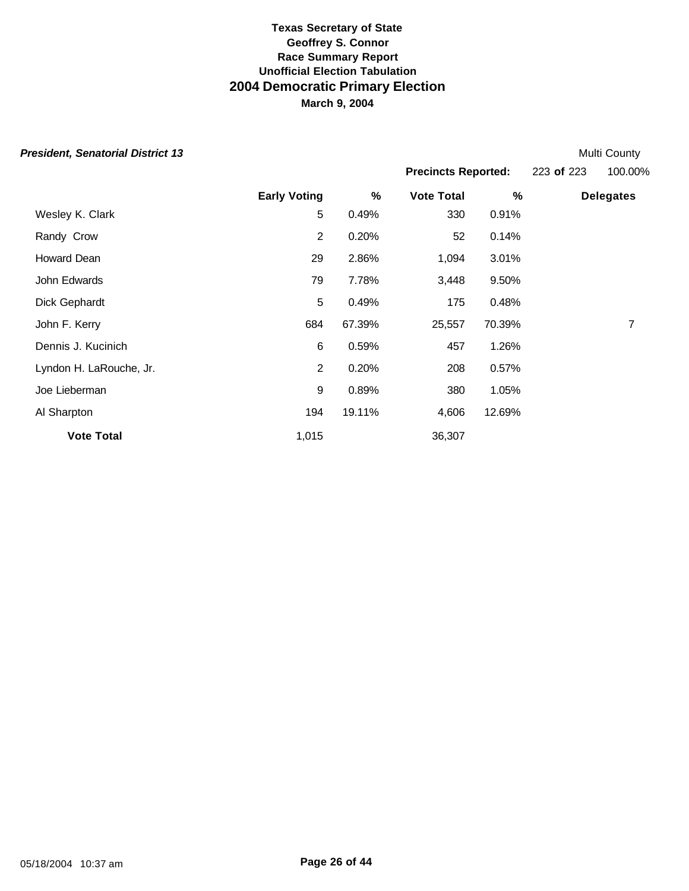**Texas Secretary of State**
**Geoffrey S. Connor**
**Race Summary Report**
**Unofficial Election Tabulation**

# 2004 Democratic Primary Election

**March 9, 2004**

***President, Senatorial District 13*** Multi County

**Precincts Reported:** 223 **of** 223 100.00%

| | Early Voting | % | Vote Total | % | Delegates |
|---|---|---|---|---|---|
| Wesley K. Clark | 5 | 0.49% | 330 | 0.91% | |
| Randy Crow | 2 | 0.20% | 52 | 0.14% | |
| Howard Dean | 29 | 2.86% | 1,094 | 3.01% | |
| John Edwards | 79 | 7.78% | 3,448 | 9.50% | |
| Dick Gephardt | 5 | 0.49% | 175 | 0.48% | |
| John F. Kerry | 684 | 67.39% | 25,557 | 70.39% | 7 |
| Dennis J. Kucinich | 6 | 0.59% | 457 | 1.26% | |
| Lyndon H. LaRouche, Jr. | 2 | 0.20% | 208 | 0.57% | |
| Joe Lieberman | 9 | 0.89% | 380 | 1.05% | |
| Al Sharpton | 194 | 19.11% | 4,606 | 12.69% | |
| **Vote Total** | 1,015 | | 36,307 | | |

05/18/2004 10:37 am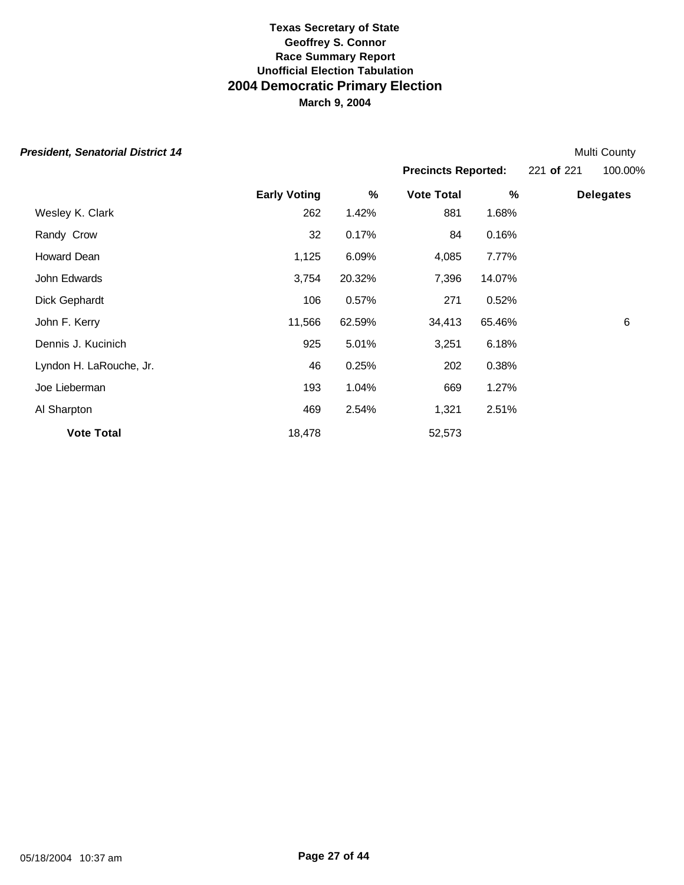**Texas Secretary of State**
**Geoffrey S. Connor**
**Race Summary Report**
**Unofficial Election Tabulation**

# 2004 Democratic Primary Election

**March 9, 2004**

***President, Senatorial District 14*** Multi County

**Precincts Reported:** 221 **of** 221 100.00%

| | Early Voting | % | Vote Total | % | Delegates |
|---|---|---|---|---|---|
| Wesley K. Clark | 262 | 1.42% | 881 | 1.68% | |
| Randy Crow | 32 | 0.17% | 84 | 0.16% | |
| Howard Dean | 1,125 | 6.09% | 4,085 | 7.77% | |
| John Edwards | 3,754 | 20.32% | 7,396 | 14.07% | |
| Dick Gephardt | 106 | 0.57% | 271 | 0.52% | |
| John F. Kerry | 11,566 | 62.59% | 34,413 | 65.46% | 6 |
| Dennis J. Kucinich | 925 | 5.01% | 3,251 | 6.18% | |
| Lyndon H. LaRouche, Jr. | 46 | 0.25% | 202 | 0.38% | |
| Joe Lieberman | 193 | 1.04% | 669 | 1.27% | |
| Al Sharpton | 469 | 2.54% | 1,321 | 2.51% | |
| **Vote Total** | 18,478 | | 52,573 | | |

05/18/2004 10:37 am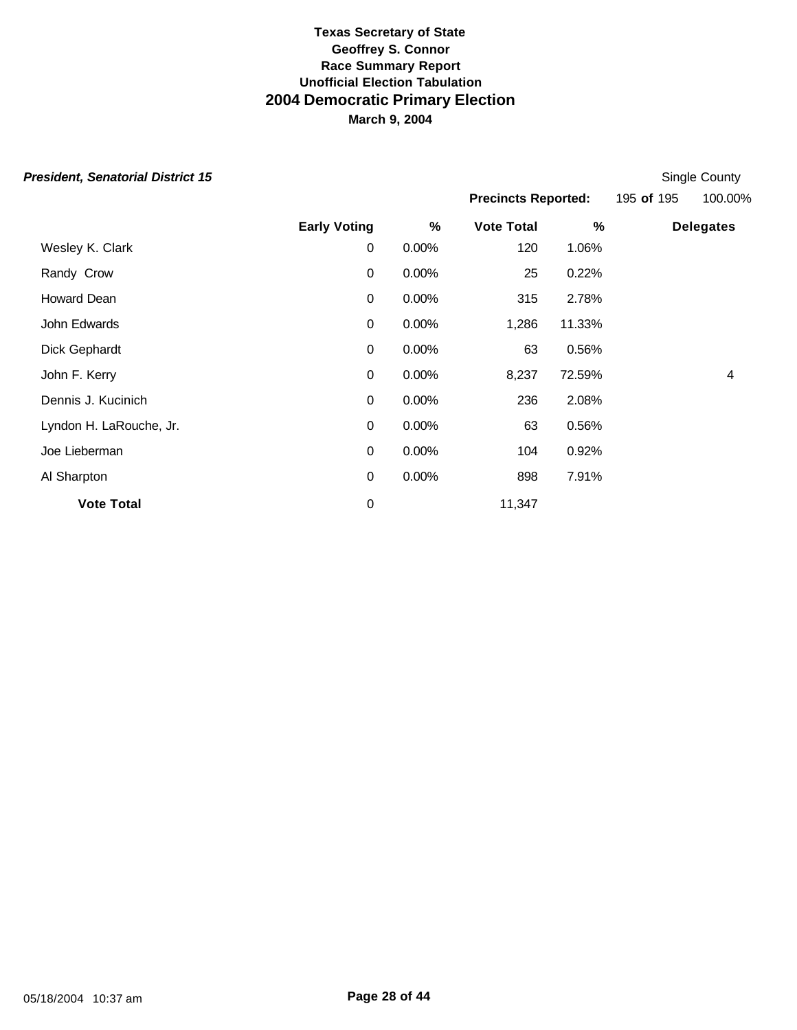**Texas Secretary of State**
**Geoffrey S. Connor**
**Race Summary Report**
**Unofficial Election Tabulation**

# 2004 Democratic Primary Election

**March 9, 2004**

***President, Senatorial District 15*** — Single County

**Precincts Reported:** 195 **of** 195 — 100.00%

| | Early Voting | % | Vote Total | % | Delegates |
|---|---|---|---|---|---|
| Wesley K. Clark | 0 | 0.00% | 120 | 1.06% | |
| Randy Crow | 0 | 0.00% | 25 | 0.22% | |
| Howard Dean | 0 | 0.00% | 315 | 2.78% | |
| John Edwards | 0 | 0.00% | 1,286 | 11.33% | |
| Dick Gephardt | 0 | 0.00% | 63 | 0.56% | |
| John F. Kerry | 0 | 0.00% | 8,237 | 72.59% | 4 |
| Dennis J. Kucinich | 0 | 0.00% | 236 | 2.08% | |
| Lyndon H. LaRouche, Jr. | 0 | 0.00% | 63 | 0.56% | |
| Joe Lieberman | 0 | 0.00% | 104 | 0.92% | |
| Al Sharpton | 0 | 0.00% | 898 | 7.91% | |
| **Vote Total** | 0 | | 11,347 | | |

05/18/2004 10:37 am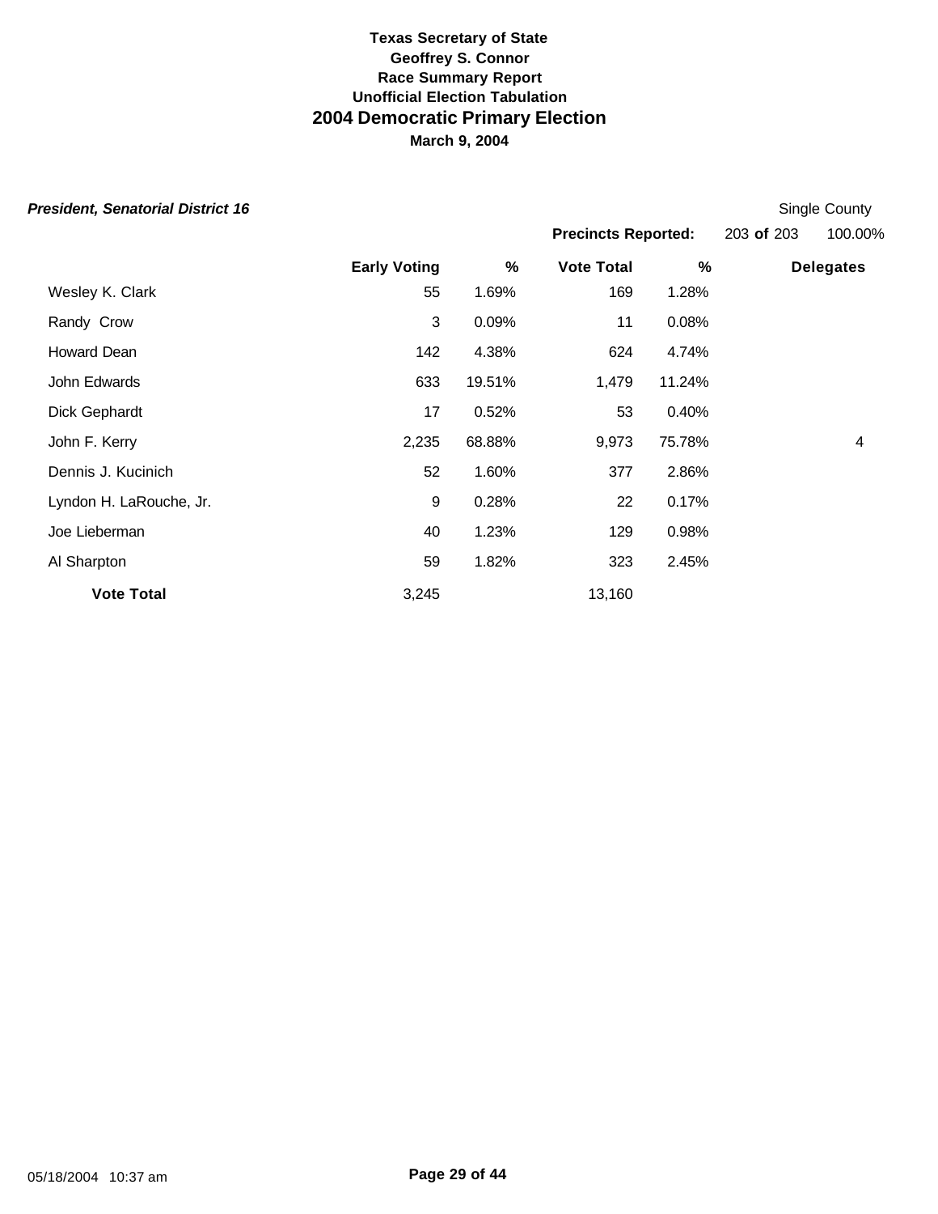**Texas Secretary of State**
**Geoffrey S. Connor**
**Race Summary Report**
**Unofficial Election Tabulation**

# 2004 Democratic Primary Election

**March 9, 2004**

***President, Senatorial District 16***

Single County

**Precincts Reported:** 203 **of** 203 100.00%

| | Early Voting | % | Vote Total | % | Delegates |
|---|---|---|---|---|---|
| Wesley K. Clark | 55 | 1.69% | 169 | 1.28% | |
| Randy Crow | 3 | 0.09% | 11 | 0.08% | |
| Howard Dean | 142 | 4.38% | 624 | 4.74% | |
| John Edwards | 633 | 19.51% | 1,479 | 11.24% | |
| Dick Gephardt | 17 | 0.52% | 53 | 0.40% | |
| John F. Kerry | 2,235 | 68.88% | 9,973 | 75.78% | 4 |
| Dennis J. Kucinich | 52 | 1.60% | 377 | 2.86% | |
| Lyndon H. LaRouche, Jr. | 9 | 0.28% | 22 | 0.17% | |
| Joe Lieberman | 40 | 1.23% | 129 | 0.98% | |
| Al Sharpton | 59 | 1.82% | 323 | 2.45% | |
| **Vote Total** | 3,245 | | 13,160 | | |

05/18/2004 10:37 am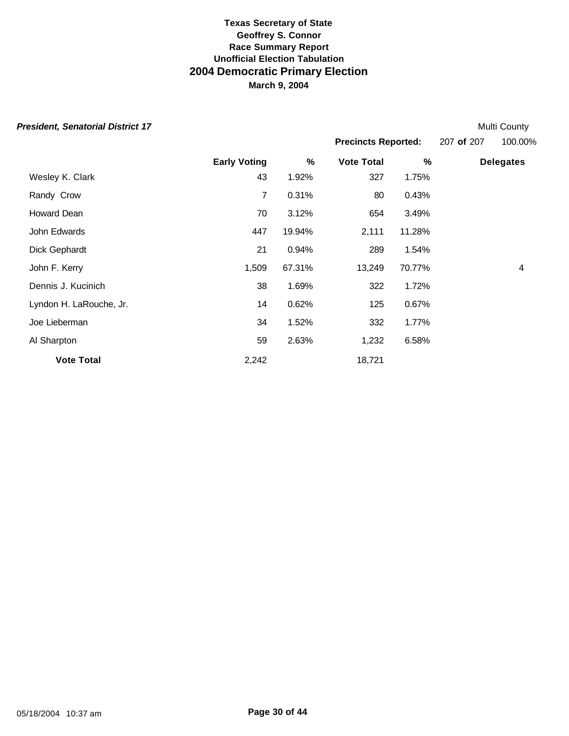**Texas Secretary of State**
**Geoffrey S. Connor**
**Race Summary Report**
**Unofficial Election Tabulation**

# 2004 Democratic Primary Election

**March 9, 2004**

***President, Senatorial District 17*** — Multi County

**Precincts Reported:** 207 **of** 207 — 100.00%

| | Early Voting | % | Vote Total | % | Delegates |
|---|---|---|---|---|---|
| Wesley K. Clark | 43 | 1.92% | 327 | 1.75% | |
| Randy Crow | 7 | 0.31% | 80 | 0.43% | |
| Howard Dean | 70 | 3.12% | 654 | 3.49% | |
| John Edwards | 447 | 19.94% | 2,111 | 11.28% | |
| Dick Gephardt | 21 | 0.94% | 289 | 1.54% | |
| John F. Kerry | 1,509 | 67.31% | 13,249 | 70.77% | 4 |
| Dennis J. Kucinich | 38 | 1.69% | 322 | 1.72% | |
| Lyndon H. LaRouche, Jr. | 14 | 0.62% | 125 | 0.67% | |
| Joe Lieberman | 34 | 1.52% | 332 | 1.77% | |
| Al Sharpton | 59 | 2.63% | 1,232 | 6.58% | |
| **Vote Total** | 2,242 | | 18,721 | | |

05/18/2004 10:37 am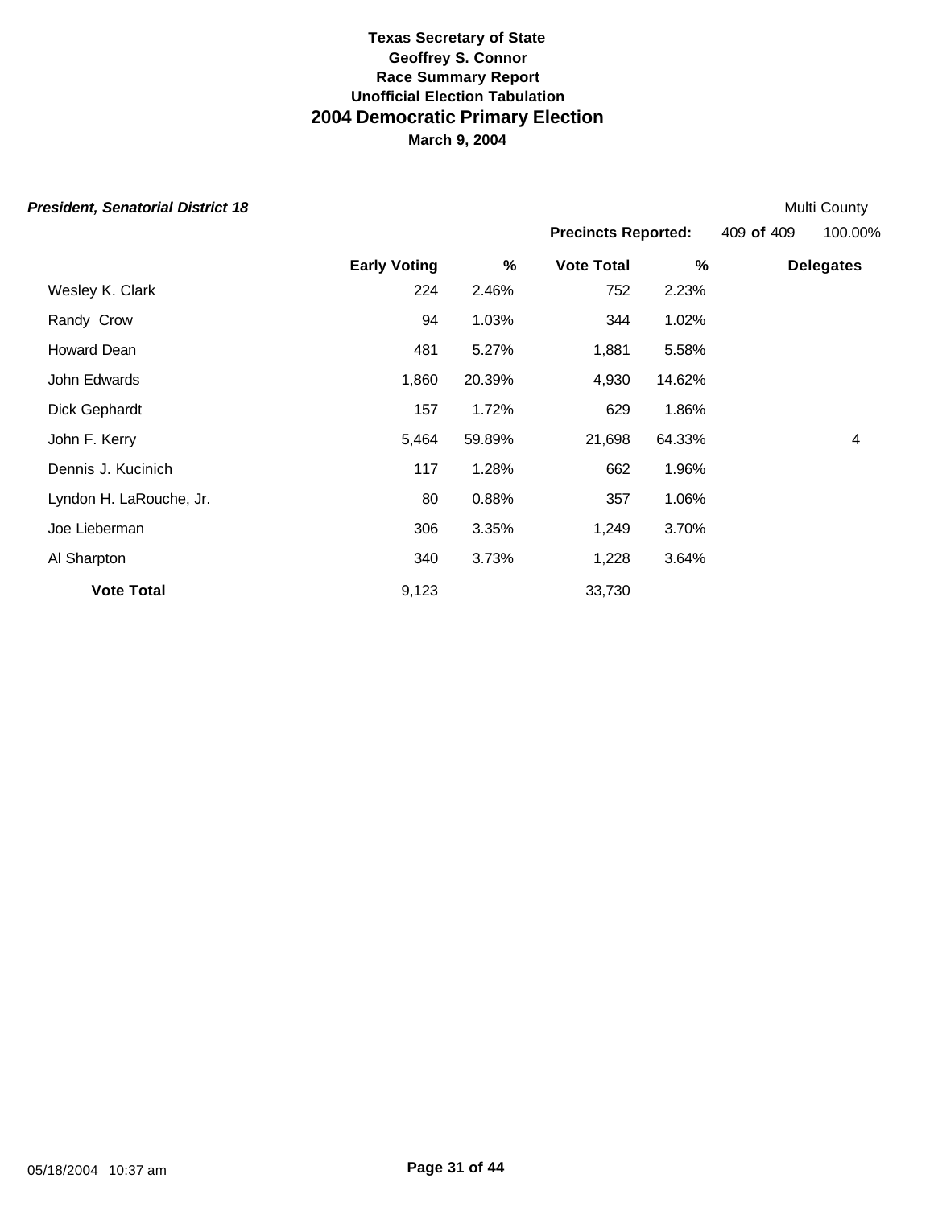**Texas Secretary of State**
**Geoffrey S. Connor**
**Race Summary Report**
**Unofficial Election Tabulation**

# 2004 Democratic Primary Election

**March 9, 2004**

***President, Senatorial District 18*** Multi County

**Precincts Reported:** 409 **of** 409 100.00%

| | Early Voting | % | Vote Total | % | Delegates |
|---|---|---|---|---|---|
| Wesley K. Clark | 224 | 2.46% | 752 | 2.23% | |
| Randy Crow | 94 | 1.03% | 344 | 1.02% | |
| Howard Dean | 481 | 5.27% | 1,881 | 5.58% | |
| John Edwards | 1,860 | 20.39% | 4,930 | 14.62% | |
| Dick Gephardt | 157 | 1.72% | 629 | 1.86% | |
| John F. Kerry | 5,464 | 59.89% | 21,698 | 64.33% | 4 |
| Dennis J. Kucinich | 117 | 1.28% | 662 | 1.96% | |
| Lyndon H. LaRouche, Jr. | 80 | 0.88% | 357 | 1.06% | |
| Joe Lieberman | 306 | 3.35% | 1,249 | 3.70% | |
| Al Sharpton | 340 | 3.73% | 1,228 | 3.64% | |
| **Vote Total** | 9,123 | | 33,730 | | |

05/18/2004 10:37 am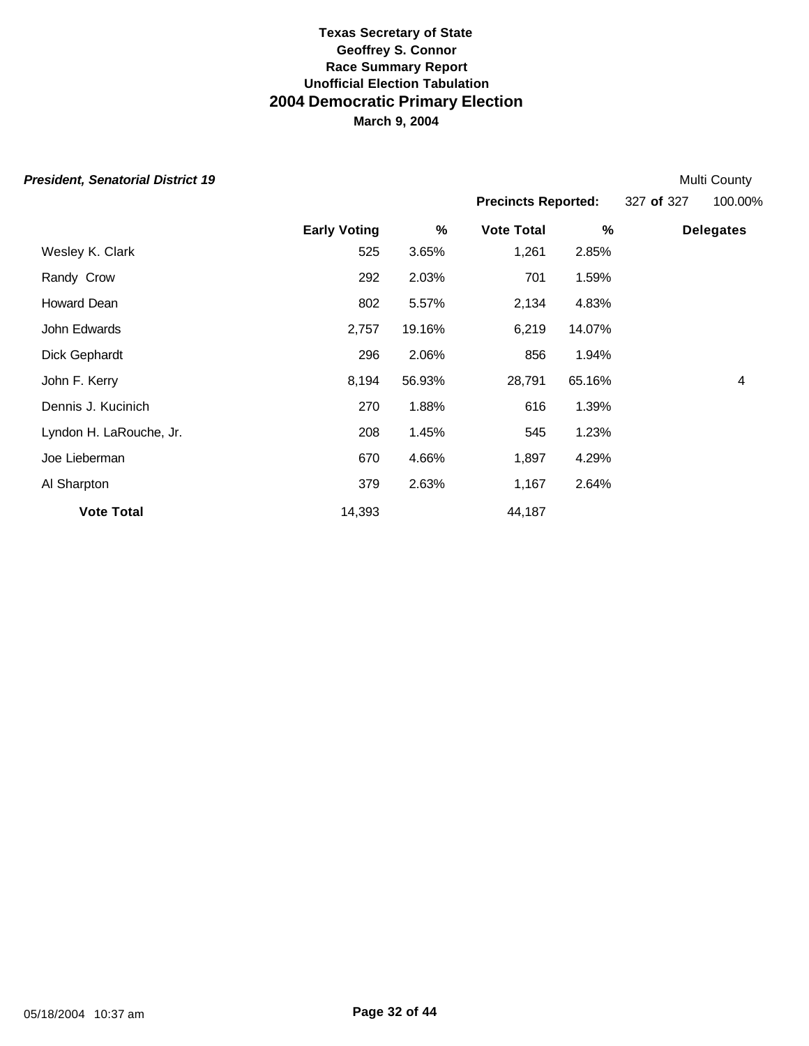**Texas Secretary of State**
**Geoffrey S. Connor**
**Race Summary Report**
**Unofficial Election Tabulation**

# 2004 Democratic Primary Election

**March 9, 2004**

***President, Senatorial District 19*** — Multi County

**Precincts Reported:** 327 **of** 327 — 100.00%

| | Early Voting | % | Vote Total | % | Delegates |
|---|---|---|---|---|---|
| Wesley K. Clark | 525 | 3.65% | 1,261 | 2.85% | |
| Randy Crow | 292 | 2.03% | 701 | 1.59% | |
| Howard Dean | 802 | 5.57% | 2,134 | 4.83% | |
| John Edwards | 2,757 | 19.16% | 6,219 | 14.07% | |
| Dick Gephardt | 296 | 2.06% | 856 | 1.94% | |
| John F. Kerry | 8,194 | 56.93% | 28,791 | 65.16% | 4 |
| Dennis J. Kucinich | 270 | 1.88% | 616 | 1.39% | |
| Lyndon H. LaRouche, Jr. | 208 | 1.45% | 545 | 1.23% | |
| Joe Lieberman | 670 | 4.66% | 1,897 | 4.29% | |
| Al Sharpton | 379 | 2.63% | 1,167 | 2.64% | |
| **Vote Total** | 14,393 | | 44,187 | | |

05/18/2004 10:37 am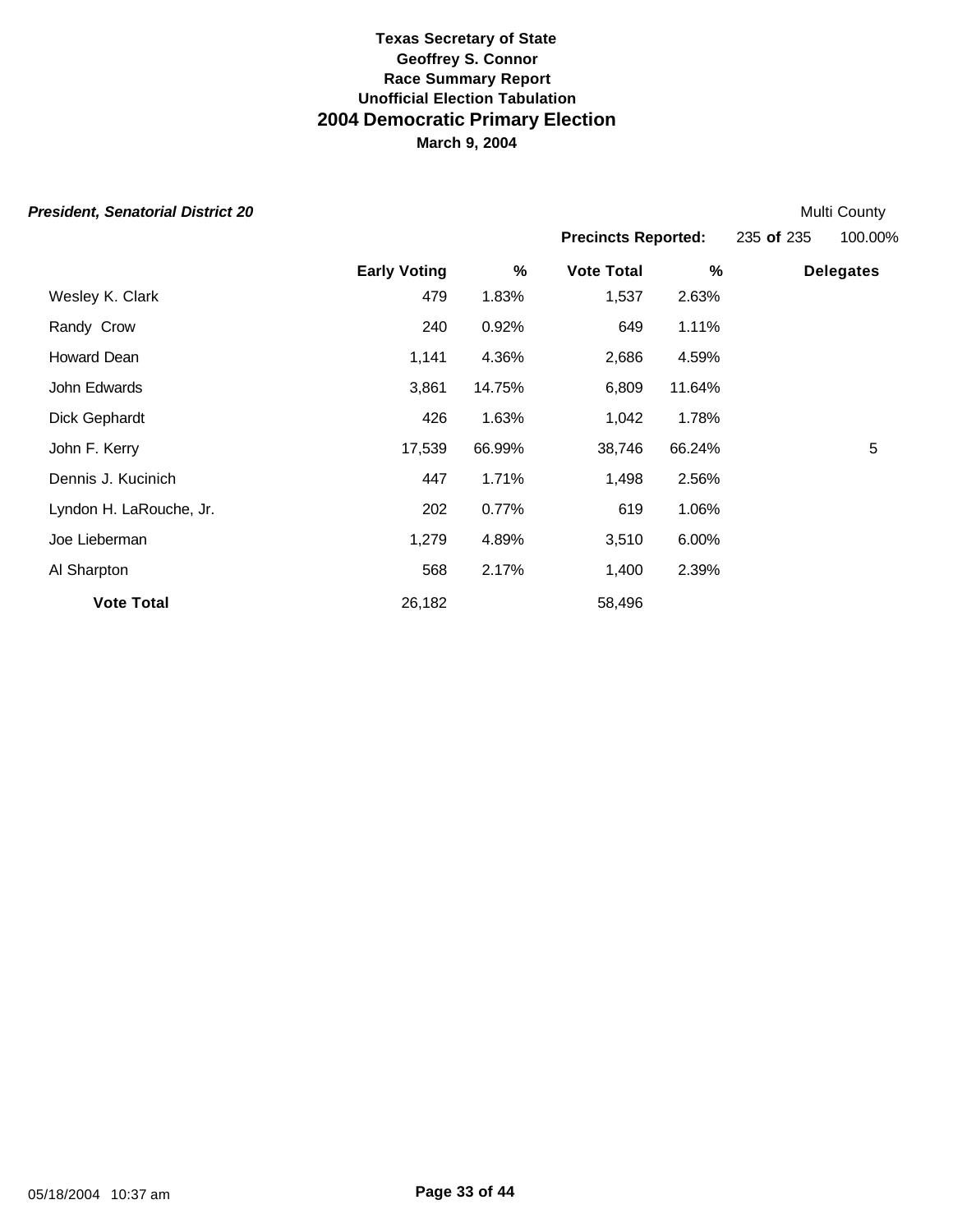**Texas Secretary of State**
**Geoffrey S. Connor**
**Race Summary Report**
**Unofficial Election Tabulation**

# 2004 Democratic Primary Election

**March 9, 2004**

***President, Senatorial District 20*** Multi County

**Precincts Reported:** 235 **of** 235 100.00%

| | Early Voting | % | Vote Total | % | Delegates |
|---|---|---|---|---|---|
| Wesley K. Clark | 479 | 1.83% | 1,537 | 2.63% | |
| Randy Crow | 240 | 0.92% | 649 | 1.11% | |
| Howard Dean | 1,141 | 4.36% | 2,686 | 4.59% | |
| John Edwards | 3,861 | 14.75% | 6,809 | 11.64% | |
| Dick Gephardt | 426 | 1.63% | 1,042 | 1.78% | |
| John F. Kerry | 17,539 | 66.99% | 38,746 | 66.24% | 5 |
| Dennis J. Kucinich | 447 | 1.71% | 1,498 | 2.56% | |
| Lyndon H. LaRouche, Jr. | 202 | 0.77% | 619 | 1.06% | |
| Joe Lieberman | 1,279 | 4.89% | 3,510 | 6.00% | |
| Al Sharpton | 568 | 2.17% | 1,400 | 2.39% | |
| **Vote Total** | 26,182 | | 58,496 | | |

05/18/2004 10:37 am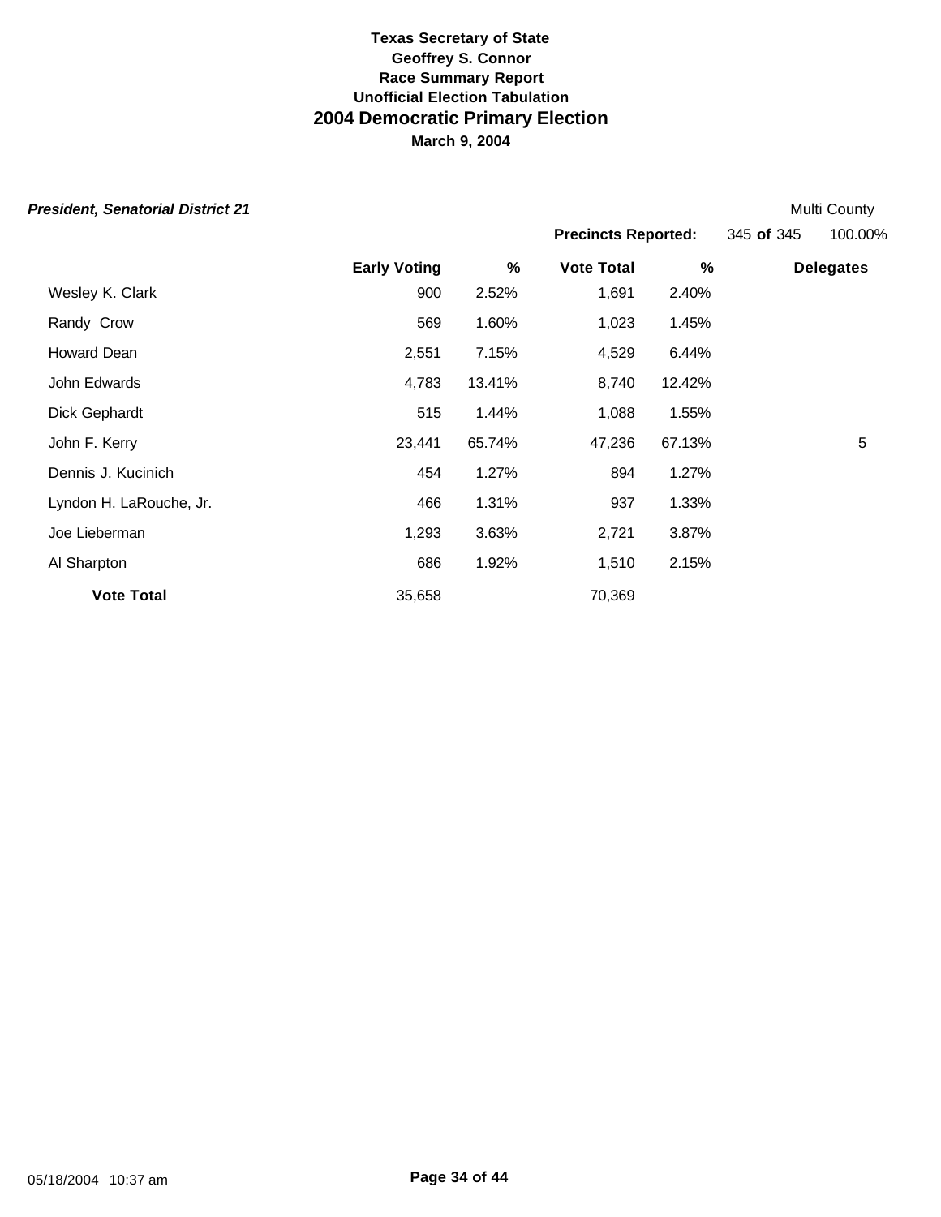**Texas Secretary of State**
**Geoffrey S. Connor**
**Race Summary Report**
**Unofficial Election Tabulation**

# 2004 Democratic Primary Election

**March 9, 2004**

***President, Senatorial District 21*** Multi County

**Precincts Reported:** 345 **of** 345 100.00%

| | Early Voting | % | Vote Total | % | Delegates |
|---|---|---|---|---|---|
| Wesley K. Clark | 900 | 2.52% | 1,691 | 2.40% | |
| Randy Crow | 569 | 1.60% | 1,023 | 1.45% | |
| Howard Dean | 2,551 | 7.15% | 4,529 | 6.44% | |
| John Edwards | 4,783 | 13.41% | 8,740 | 12.42% | |
| Dick Gephardt | 515 | 1.44% | 1,088 | 1.55% | |
| John F. Kerry | 23,441 | 65.74% | 47,236 | 67.13% | 5 |
| Dennis J. Kucinich | 454 | 1.27% | 894 | 1.27% | |
| Lyndon H. LaRouche, Jr. | 466 | 1.31% | 937 | 1.33% | |
| Joe Lieberman | 1,293 | 3.63% | 2,721 | 3.87% | |
| Al Sharpton | 686 | 1.92% | 1,510 | 2.15% | |
| **Vote Total** | 35,658 | | 70,369 | | |

05/18/2004 10:37 am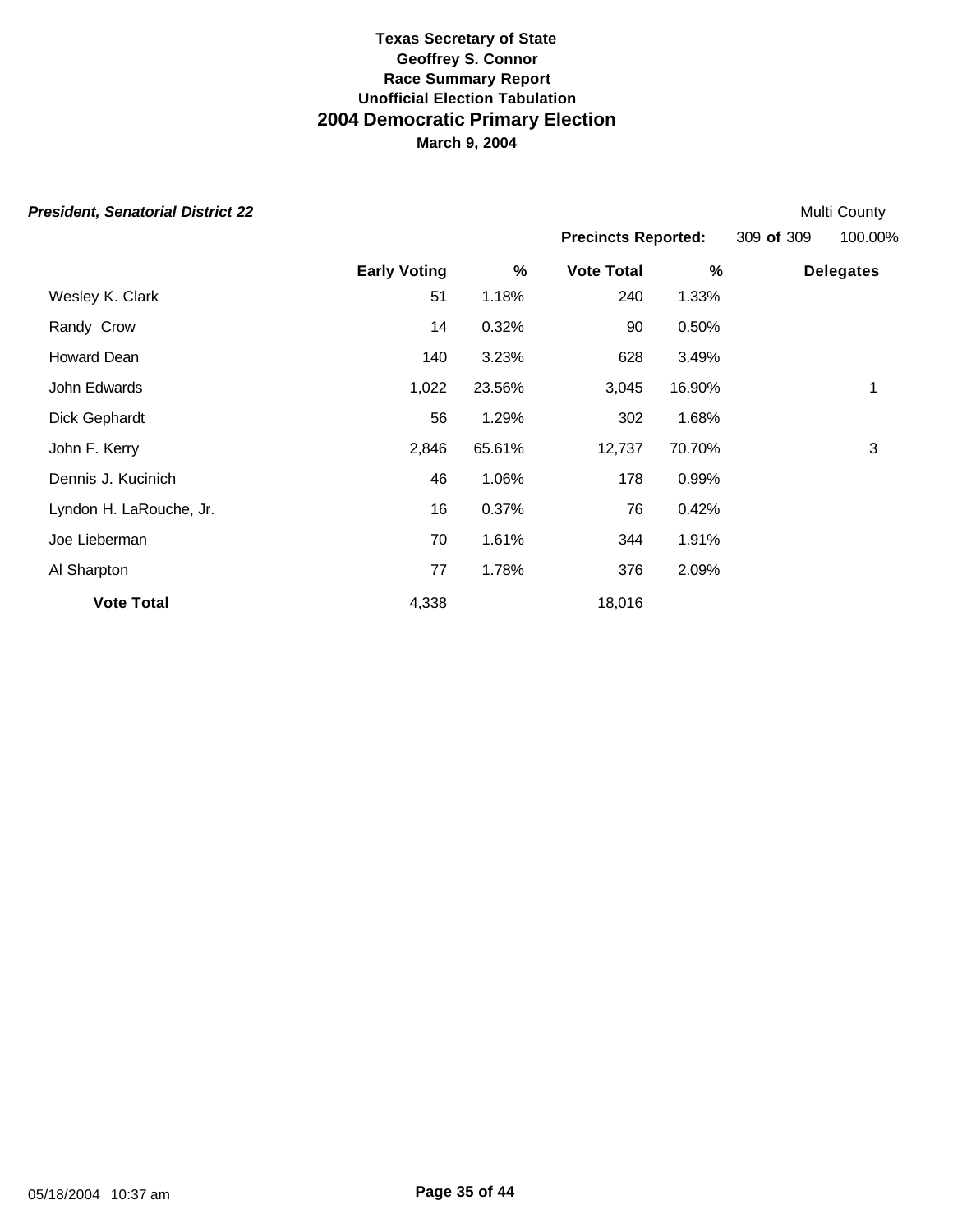**Texas Secretary of State**
**Geoffrey S. Connor**
**Race Summary Report**
**Unofficial Election Tabulation**

## 2004 Democratic Primary Election

**March 9, 2004**

***President, Senatorial District 22***

Multi County

**Precincts Reported:** 309 **of** 309 100.00%

| | Early Voting | % | Vote Total | % | Delegates |
|---|---|---|---|---|---|
| Wesley K. Clark | 51 | 1.18% | 240 | 1.33% | |
| Randy Crow | 14 | 0.32% | 90 | 0.50% | |
| Howard Dean | 140 | 3.23% | 628 | 3.49% | |
| John Edwards | 1,022 | 23.56% | 3,045 | 16.90% | 1 |
| Dick Gephardt | 56 | 1.29% | 302 | 1.68% | |
| John F. Kerry | 2,846 | 65.61% | 12,737 | 70.70% | 3 |
| Dennis J. Kucinich | 46 | 1.06% | 178 | 0.99% | |
| Lyndon H. LaRouche, Jr. | 16 | 0.37% | 76 | 0.42% | |
| Joe Lieberman | 70 | 1.61% | 344 | 1.91% | |
| Al Sharpton | 77 | 1.78% | 376 | 2.09% | |
| **Vote Total** | 4,338 | | 18,016 | | |

05/18/2004 10:37 am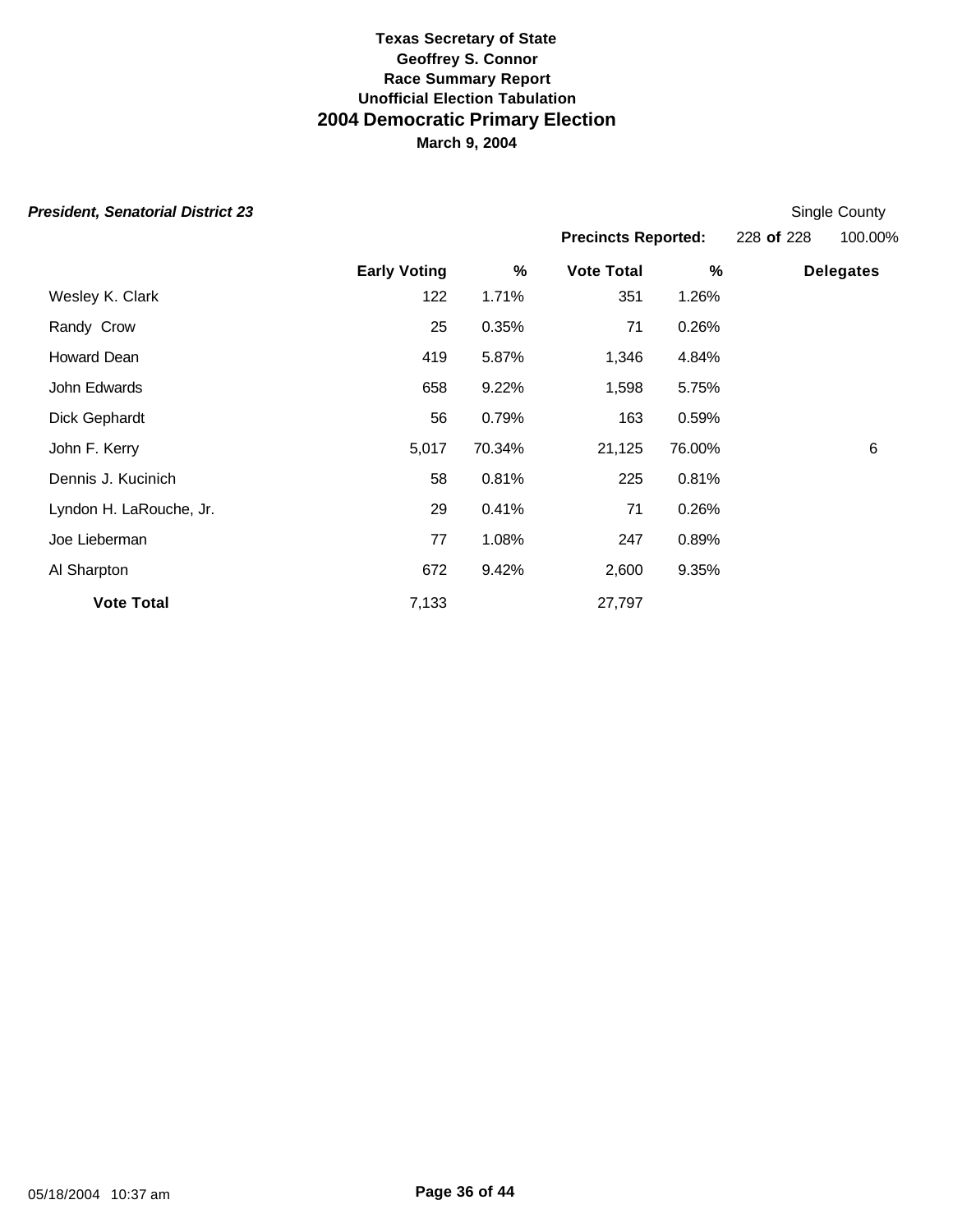**Texas Secretary of State**
**Geoffrey S. Connor**
**Race Summary Report**
**Unofficial Election Tabulation**

# 2004 Democratic Primary Election

**March 9, 2004**

***President, Senatorial District 23***

Single County

**Precincts Reported:** 228 **of** 228 100.00%

| | Early Voting | % | Vote Total | % | Delegates |
|---|---|---|---|---|---|
| Wesley K. Clark | 122 | 1.71% | 351 | 1.26% | |
| Randy Crow | 25 | 0.35% | 71 | 0.26% | |
| Howard Dean | 419 | 5.87% | 1,346 | 4.84% | |
| John Edwards | 658 | 9.22% | 1,598 | 5.75% | |
| Dick Gephardt | 56 | 0.79% | 163 | 0.59% | |
| John F. Kerry | 5,017 | 70.34% | 21,125 | 76.00% | 6 |
| Dennis J. Kucinich | 58 | 0.81% | 225 | 0.81% | |
| Lyndon H. LaRouche, Jr. | 29 | 0.41% | 71 | 0.26% | |
| Joe Lieberman | 77 | 1.08% | 247 | 0.89% | |
| Al Sharpton | 672 | 9.42% | 2,600 | 9.35% | |
| **Vote Total** | 7,133 | | 27,797 | | |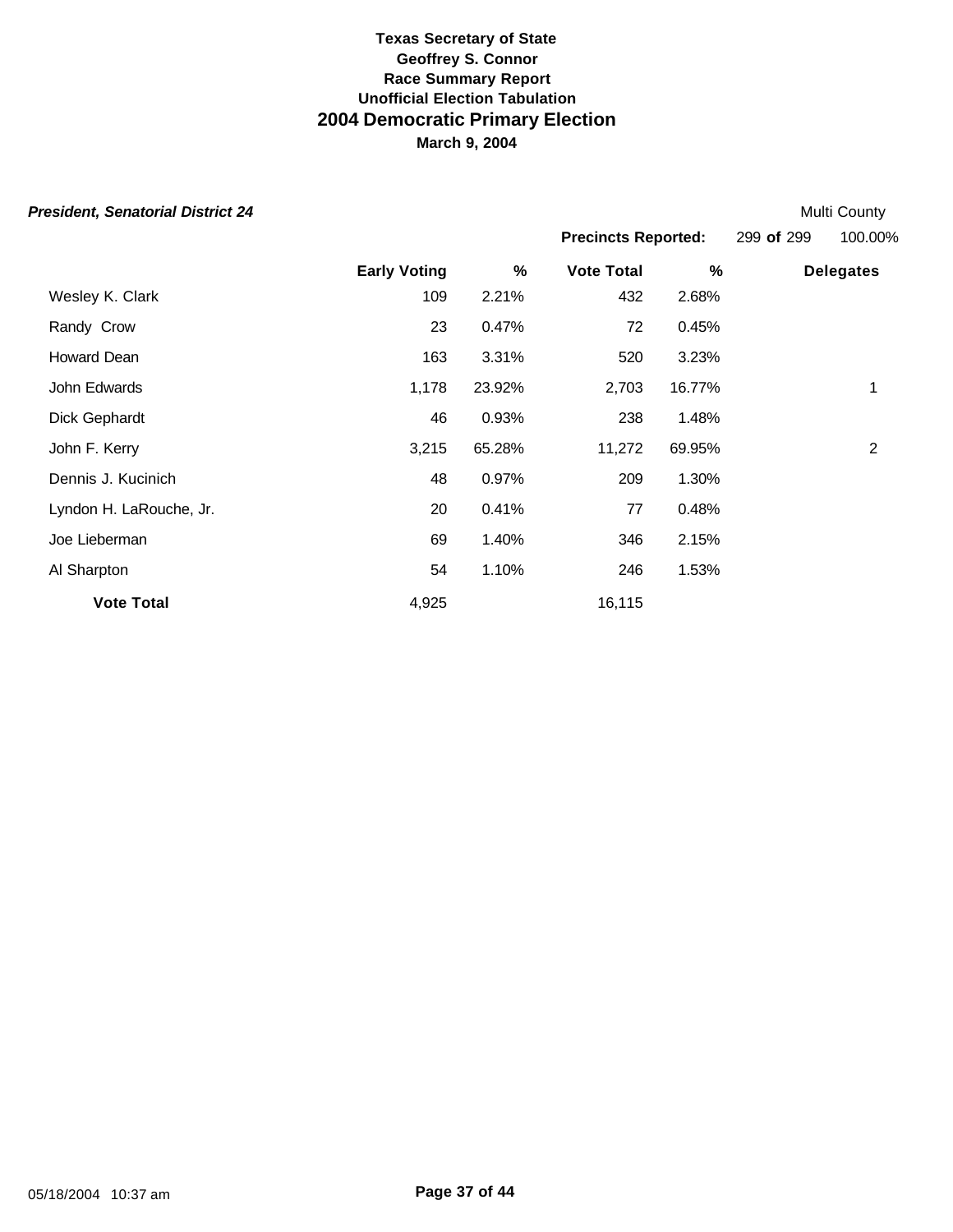**Texas Secretary of State**
**Geoffrey S. Connor**
**Race Summary Report**
**Unofficial Election Tabulation**

# 2004 Democratic Primary Election

**March 9, 2004**

***President, Senatorial District 24*** Multi County

**Precincts Reported:** 299 **of** 299 100.00%

| | Early Voting | % | Vote Total | % | Delegates |
|---|---|---|---|---|---|
| Wesley K. Clark | 109 | 2.21% | 432 | 2.68% | |
| Randy Crow | 23 | 0.47% | 72 | 0.45% | |
| Howard Dean | 163 | 3.31% | 520 | 3.23% | |
| John Edwards | 1,178 | 23.92% | 2,703 | 16.77% | 1 |
| Dick Gephardt | 46 | 0.93% | 238 | 1.48% | |
| John F. Kerry | 3,215 | 65.28% | 11,272 | 69.95% | 2 |
| Dennis J. Kucinich | 48 | 0.97% | 209 | 1.30% | |
| Lyndon H. LaRouche, Jr. | 20 | 0.41% | 77 | 0.48% | |
| Joe Lieberman | 69 | 1.40% | 346 | 2.15% | |
| Al Sharpton | 54 | 1.10% | 246 | 1.53% | |
| **Vote Total** | 4,925 | | 16,115 | | |

05/18/2004 10:37 am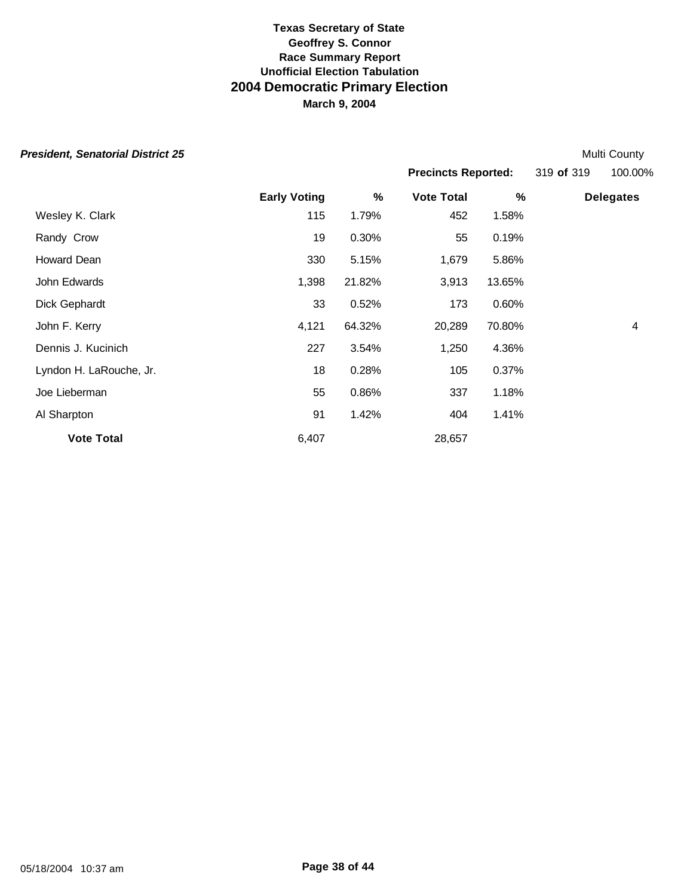**Texas Secretary of State**
**Geoffrey S. Connor**
**Race Summary Report**
**Unofficial Election Tabulation**

# 2004 Democratic Primary Election

**March 9, 2004**

***President, Senatorial District 25*** — Multi County

**Precincts Reported:** 319 **of** 319 — 100.00%

| | Early Voting | % | Vote Total | % | Delegates |
|---|---|---|---|---|---|
| Wesley K. Clark | 115 | 1.79% | 452 | 1.58% | |
| Randy Crow | 19 | 0.30% | 55 | 0.19% | |
| Howard Dean | 330 | 5.15% | 1,679 | 5.86% | |
| John Edwards | 1,398 | 21.82% | 3,913 | 13.65% | |
| Dick Gephardt | 33 | 0.52% | 173 | 0.60% | |
| John F. Kerry | 4,121 | 64.32% | 20,289 | 70.80% | 4 |
| Dennis J. Kucinich | 227 | 3.54% | 1,250 | 4.36% | |
| Lyndon H. LaRouche, Jr. | 18 | 0.28% | 105 | 0.37% | |
| Joe Lieberman | 55 | 0.86% | 337 | 1.18% | |
| Al Sharpton | 91 | 1.42% | 404 | 1.41% | |
| **Vote Total** | 6,407 | | 28,657 | | |

05/18/2004 10:37 am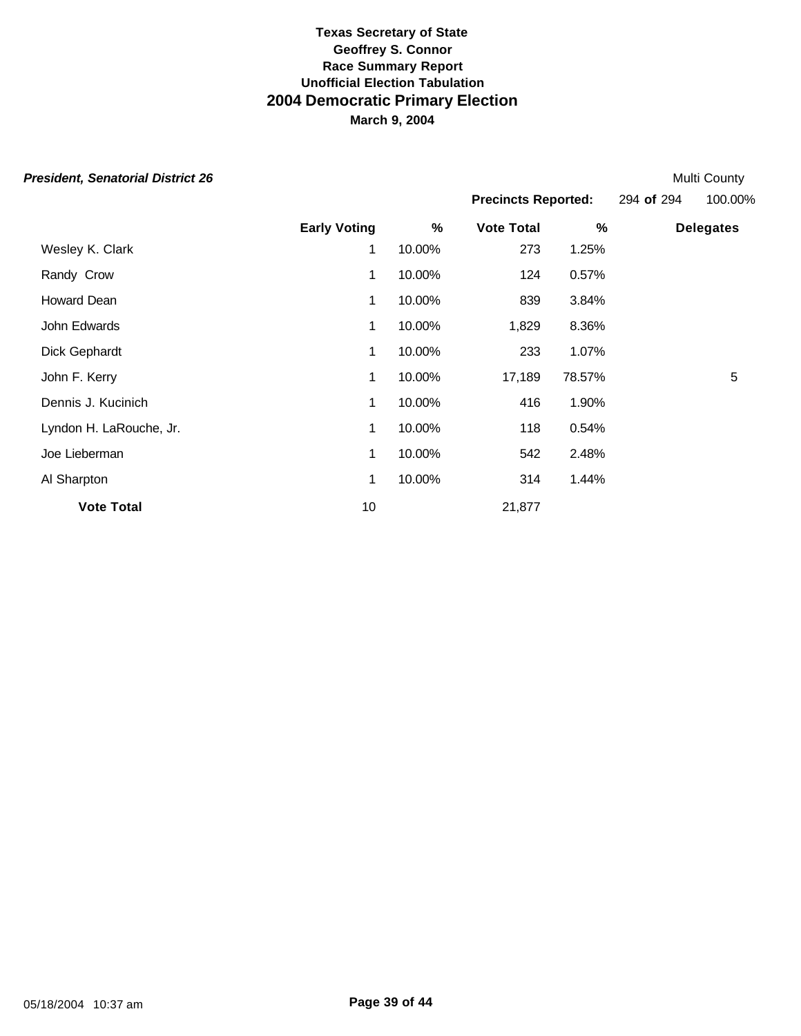**Texas Secretary of State**
**Geoffrey S. Connor**
**Race Summary Report**
**Unofficial Election Tabulation**

# 2004 Democratic Primary Election

**March 9, 2004**

***President, Senatorial District 26*** — Multi County

**Precincts Reported:** 294 **of** 294 — 100.00%

| | Early Voting | % | Vote Total | % | Delegates |
|---|---|---|---|---|---|
| Wesley K. Clark | 1 | 10.00% | 273 | 1.25% | |
| Randy Crow | 1 | 10.00% | 124 | 0.57% | |
| Howard Dean | 1 | 10.00% | 839 | 3.84% | |
| John Edwards | 1 | 10.00% | 1,829 | 8.36% | |
| Dick Gephardt | 1 | 10.00% | 233 | 1.07% | |
| John F. Kerry | 1 | 10.00% | 17,189 | 78.57% | 5 |
| Dennis J. Kucinich | 1 | 10.00% | 416 | 1.90% | |
| Lyndon H. LaRouche, Jr. | 1 | 10.00% | 118 | 0.54% | |
| Joe Lieberman | 1 | 10.00% | 542 | 2.48% | |
| Al Sharpton | 1 | 10.00% | 314 | 1.44% | |
| **Vote Total** | 10 | | 21,877 | | |

05/18/2004 10:37 am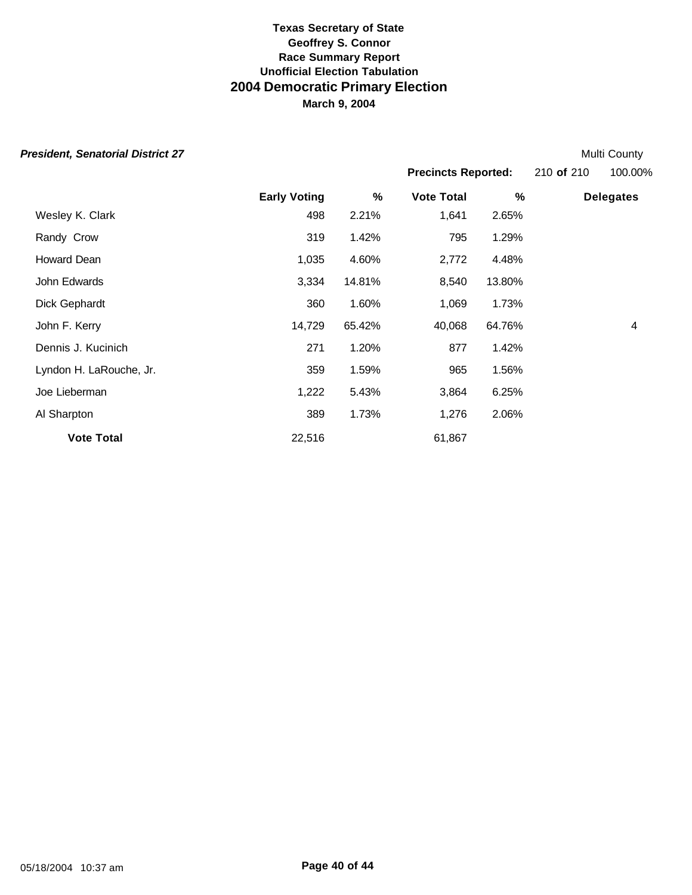**Texas Secretary of State**
**Geoffrey S. Connor**
**Race Summary Report**
**Unofficial Election Tabulation**

# 2004 Democratic Primary Election

**March 9, 2004**

***President, Senatorial District 27*** Multi County

**Precincts Reported:** 210 **of** 210 100.00%

| | Early Voting | % | Vote Total | % | Delegates |
|---|---|---|---|---|---|
| Wesley K. Clark | 498 | 2.21% | 1,641 | 2.65% | |
| Randy Crow | 319 | 1.42% | 795 | 1.29% | |
| Howard Dean | 1,035 | 4.60% | 2,772 | 4.48% | |
| John Edwards | 3,334 | 14.81% | 8,540 | 13.80% | |
| Dick Gephardt | 360 | 1.60% | 1,069 | 1.73% | |
| John F. Kerry | 14,729 | 65.42% | 40,068 | 64.76% | 4 |
| Dennis J. Kucinich | 271 | 1.20% | 877 | 1.42% | |
| Lyndon H. LaRouche, Jr. | 359 | 1.59% | 965 | 1.56% | |
| Joe Lieberman | 1,222 | 5.43% | 3,864 | 6.25% | |
| Al Sharpton | 389 | 1.73% | 1,276 | 2.06% | |
| **Vote Total** | 22,516 | | 61,867 | | |

05/18/2004 10:37 am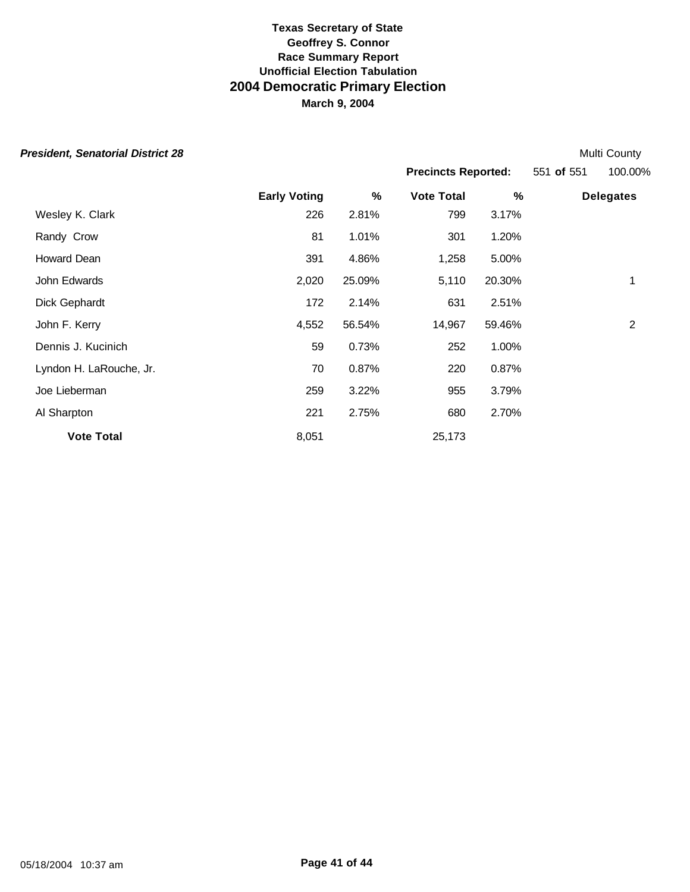**Texas Secretary of State**
**Geoffrey S. Connor**
**Race Summary Report**
**Unofficial Election Tabulation**

# 2004 Democratic Primary Election

**March 9, 2004**

***President, Senatorial District 28*** — Multi County

**Precincts Reported:** 551 **of** 551 — 100.00%

| | Early Voting | % | Vote Total | % | Delegates |
|---|---|---|---|---|---|
| Wesley K. Clark | 226 | 2.81% | 799 | 3.17% | |
| Randy Crow | 81 | 1.01% | 301 | 1.20% | |
| Howard Dean | 391 | 4.86% | 1,258 | 5.00% | |
| John Edwards | 2,020 | 25.09% | 5,110 | 20.30% | 1 |
| Dick Gephardt | 172 | 2.14% | 631 | 2.51% | |
| John F. Kerry | 4,552 | 56.54% | 14,967 | 59.46% | 2 |
| Dennis J. Kucinich | 59 | 0.73% | 252 | 1.00% | |
| Lyndon H. LaRouche, Jr. | 70 | 0.87% | 220 | 0.87% | |
| Joe Lieberman | 259 | 3.22% | 955 | 3.79% | |
| Al Sharpton | 221 | 2.75% | 680 | 2.70% | |
| **Vote Total** | 8,051 | | 25,173 | | |

05/18/2004 10:37 am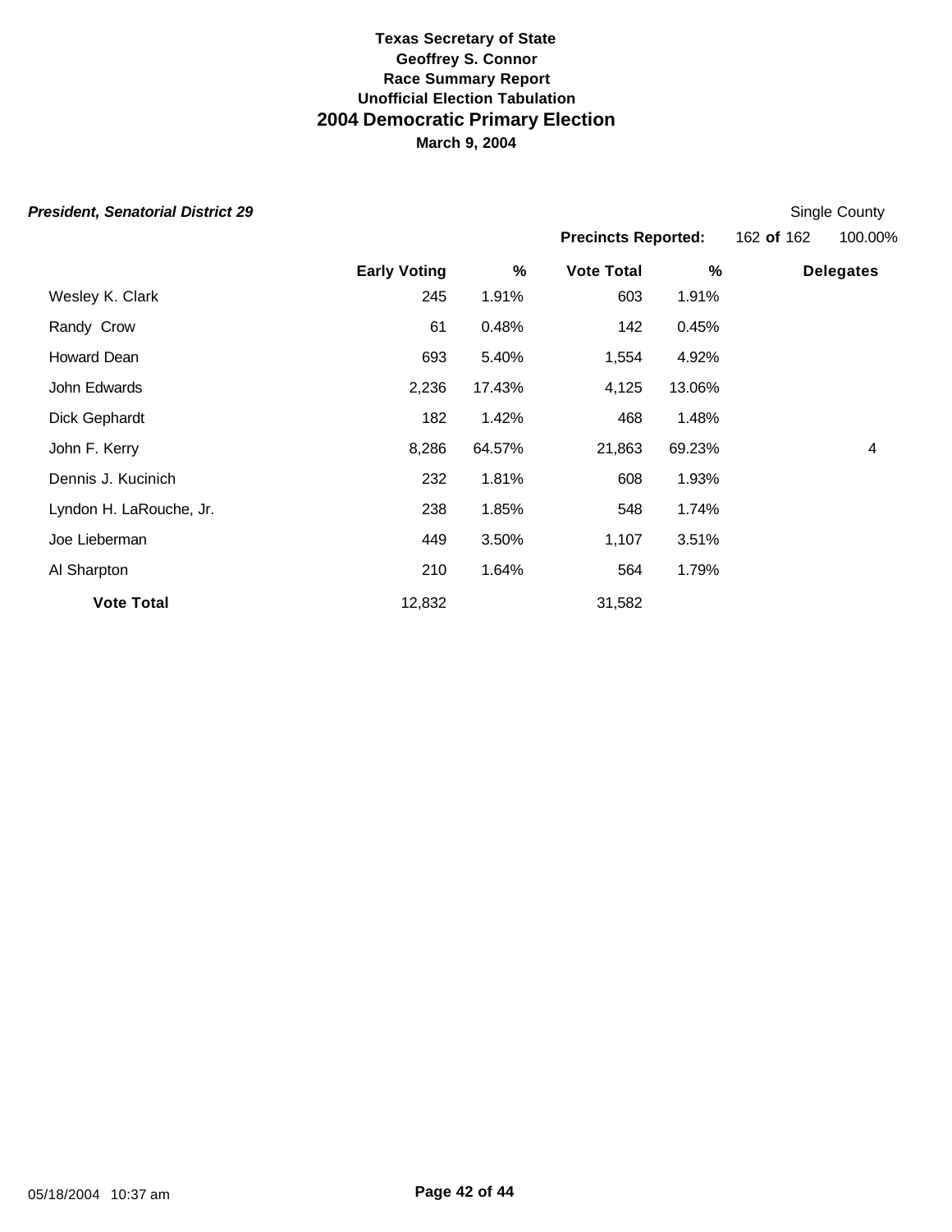**Texas Secretary of State**
**Geoffrey S. Connor**
**Race Summary Report**
**Unofficial Election Tabulation**

## 2004 Democratic Primary Election

**March 9, 2004**

***President, Senatorial District 29*** Single County

**Precincts Reported:** 162 **of** 162 100.00%

| | Early Voting | % | Vote Total | % | Delegates |
|---|---|---|---|---|---|
| Wesley K. Clark | 245 | 1.91% | 603 | 1.91% | |
| Randy Crow | 61 | 0.48% | 142 | 0.45% | |
| Howard Dean | 693 | 5.40% | 1,554 | 4.92% | |
| John Edwards | 2,236 | 17.43% | 4,125 | 13.06% | |
| Dick Gephardt | 182 | 1.42% | 468 | 1.48% | |
| John F. Kerry | 8,286 | 64.57% | 21,863 | 69.23% | 4 |
| Dennis J. Kucinich | 232 | 1.81% | 608 | 1.93% | |
| Lyndon H. LaRouche, Jr. | 238 | 1.85% | 548 | 1.74% | |
| Joe Lieberman | 449 | 3.50% | 1,107 | 3.51% | |
| Al Sharpton | 210 | 1.64% | 564 | 1.79% | |
| **Vote Total** | 12,832 | | 31,582 | | |

05/18/2004 10:37 am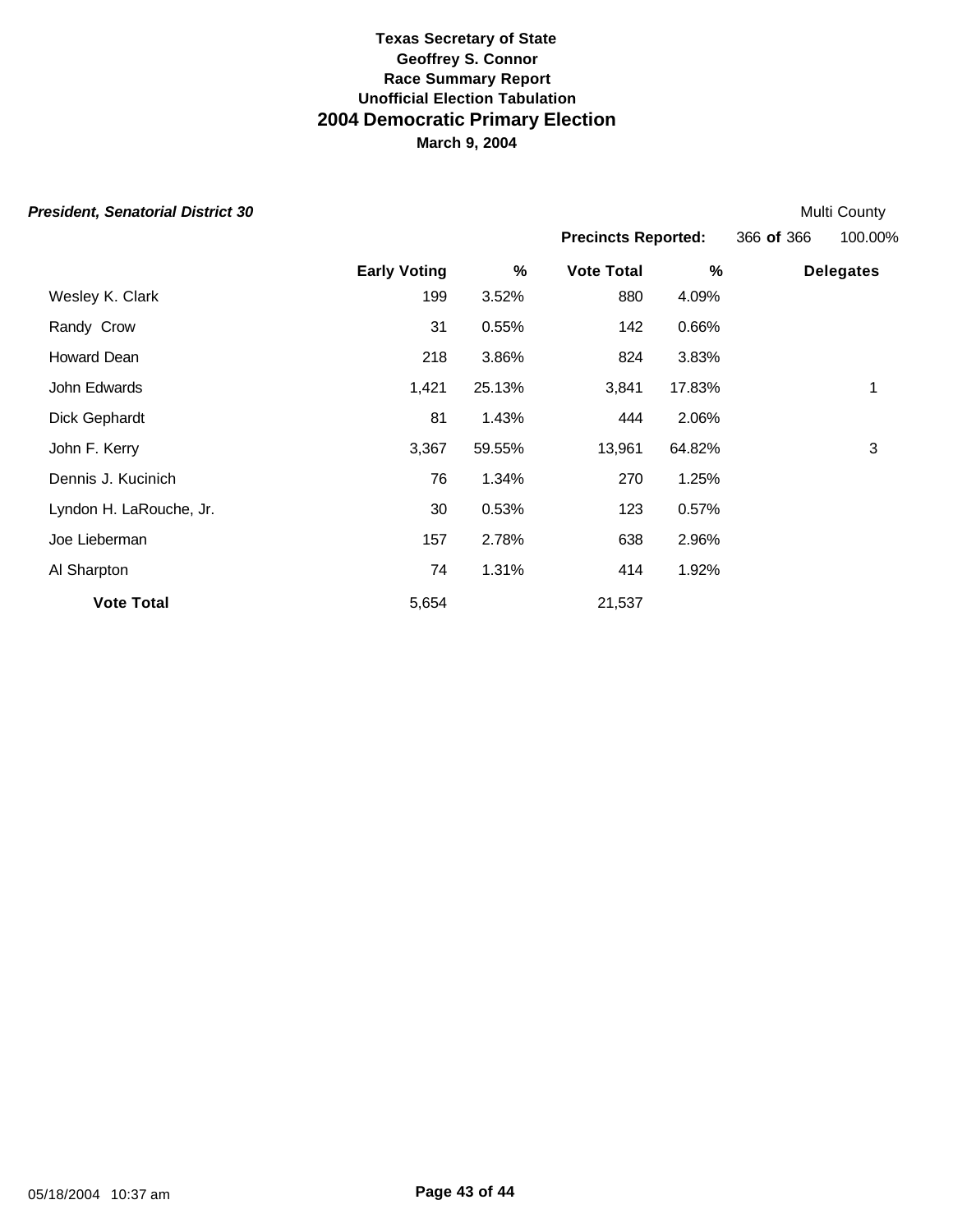**Texas Secretary of State**
**Geoffrey S. Connor**
**Race Summary Report**
**Unofficial Election Tabulation**

## 2004 Democratic Primary Election

**March 9, 2004**

***President, Senatorial District 30*** — Multi County

**Precincts Reported:** 366 **of** 366 — 100.00%

| | Early Voting | % | Vote Total | % | Delegates |
|---|---|---|---|---|---|
| Wesley K. Clark | 199 | 3.52% | 880 | 4.09% | |
| Randy Crow | 31 | 0.55% | 142 | 0.66% | |
| Howard Dean | 218 | 3.86% | 824 | 3.83% | |
| John Edwards | 1,421 | 25.13% | 3,841 | 17.83% | 1 |
| Dick Gephardt | 81 | 1.43% | 444 | 2.06% | |
| John F. Kerry | 3,367 | 59.55% | 13,961 | 64.82% | 3 |
| Dennis J. Kucinich | 76 | 1.34% | 270 | 1.25% | |
| Lyndon H. LaRouche, Jr. | 30 | 0.53% | 123 | 0.57% | |
| Joe Lieberman | 157 | 2.78% | 638 | 2.96% | |
| Al Sharpton | 74 | 1.31% | 414 | 1.92% | |
| **Vote Total** | 5,654 | | 21,537 | | |

05/18/2004 10:37 am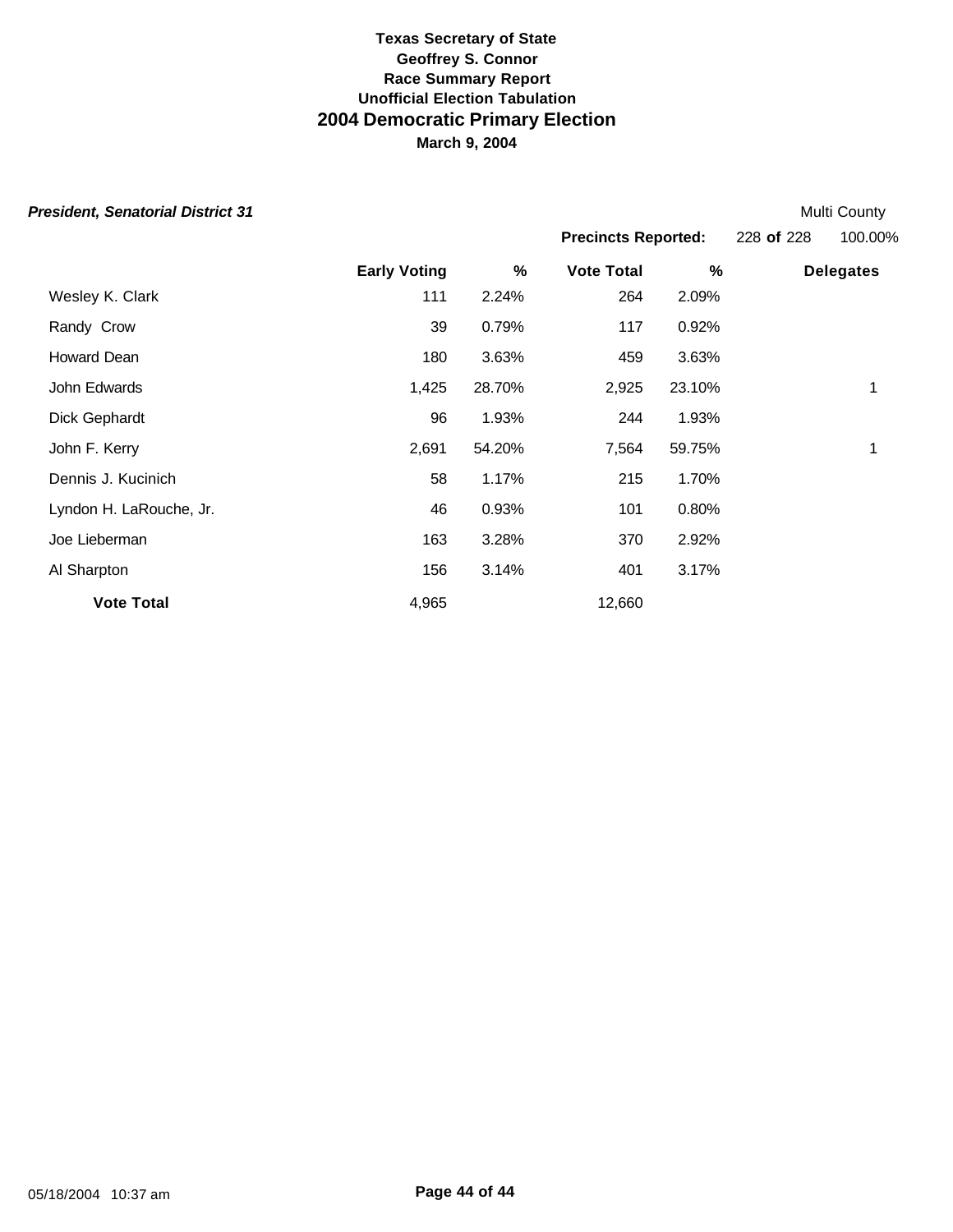**Texas Secretary of State**
**Geoffrey S. Connor**
**Race Summary Report**
**Unofficial Election Tabulation**

## 2004 Democratic Primary Election

**March 9, 2004**

***President, Senatorial District 31*** Multi County

**Precincts Reported:** 228 **of** 228 100.00%

| | Early Voting | % | Vote Total | % | Delegates |
|---|---|---|---|---|---|
| Wesley K. Clark | 111 | 2.24% | 264 | 2.09% | |
| Randy Crow | 39 | 0.79% | 117 | 0.92% | |
| Howard Dean | 180 | 3.63% | 459 | 3.63% | |
| John Edwards | 1,425 | 28.70% | 2,925 | 23.10% | 1 |
| Dick Gephardt | 96 | 1.93% | 244 | 1.93% | |
| John F. Kerry | 2,691 | 54.20% | 7,564 | 59.75% | 1 |
| Dennis J. Kucinich | 58 | 1.17% | 215 | 1.70% | |
| Lyndon H. LaRouche, Jr. | 46 | 0.93% | 101 | 0.80% | |
| Joe Lieberman | 163 | 3.28% | 370 | 2.92% | |
| Al Sharpton | 156 | 3.14% | 401 | 3.17% | |
| **Vote Total** | 4,965 | | 12,660 | | |

05/18/2004 10:37 am